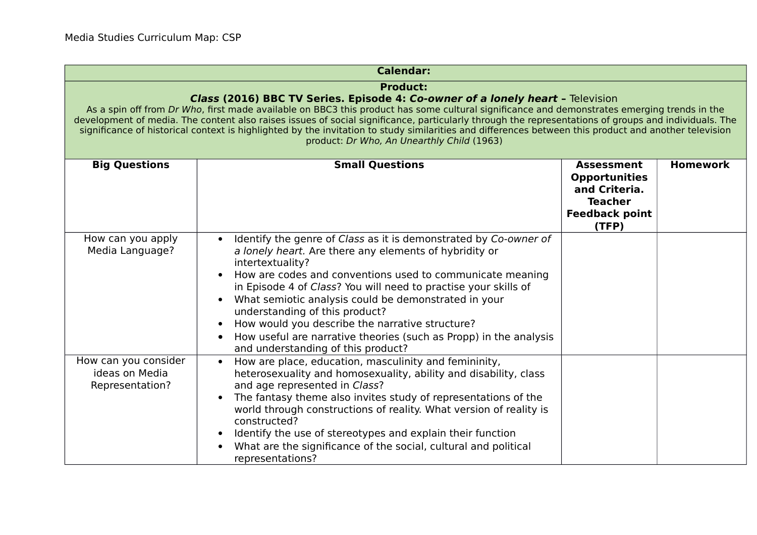Media Studies Curriculum Map: CSP

| **Calendar:** | | | |
|---|---|---|---|
| **Product:**<br>***Class* (2016) BBC TV Series. Episode 4: *Co-owner of a lonely heart* –** Television<br>As a spin off from *Dr Who*, first made available on BBC3 this product has some cultural significance and demonstrates emerging trends in the development of media. The content also raises issues of social significance, particularly through the representations of groups and individuals. The significance of historical context is highlighted by the invitation to study similarities and differences between this product and another television product: *Dr Who, An Unearthly Child* (1963) | | | |
| **Big Questions** | **Small Questions** | **Assessment Opportunities and Criteria. Teacher Feedback point (TFP)** | **Homework** |
| How can you apply Media Language? | • Identify the genre of *Class* as it is demonstrated by *Co-owner of a lonely heart.* Are there any elements of hybridity or intertextuality?<br>• How are codes and conventions used to communicate meaning in Episode 4 of *Class*? You will need to practise your skills of<br>• What semiotic analysis could be demonstrated in your understanding of this product?<br>• How would you describe the narrative structure?<br>• How useful are narrative theories (such as Propp) in the analysis and understanding of this product? | | |
| How can you consider ideas on Media Representation? | • How are place, education, masculinity and femininity, heterosexuality and homosexuality, ability and disability, class and age represented in *Class*?<br>• The fantasy theme also invites study of representations of the world through constructions of reality. What version of reality is constructed?<br>• Identify the use of stereotypes and explain their function<br>• What are the significance of the social, cultural and political representations? | | |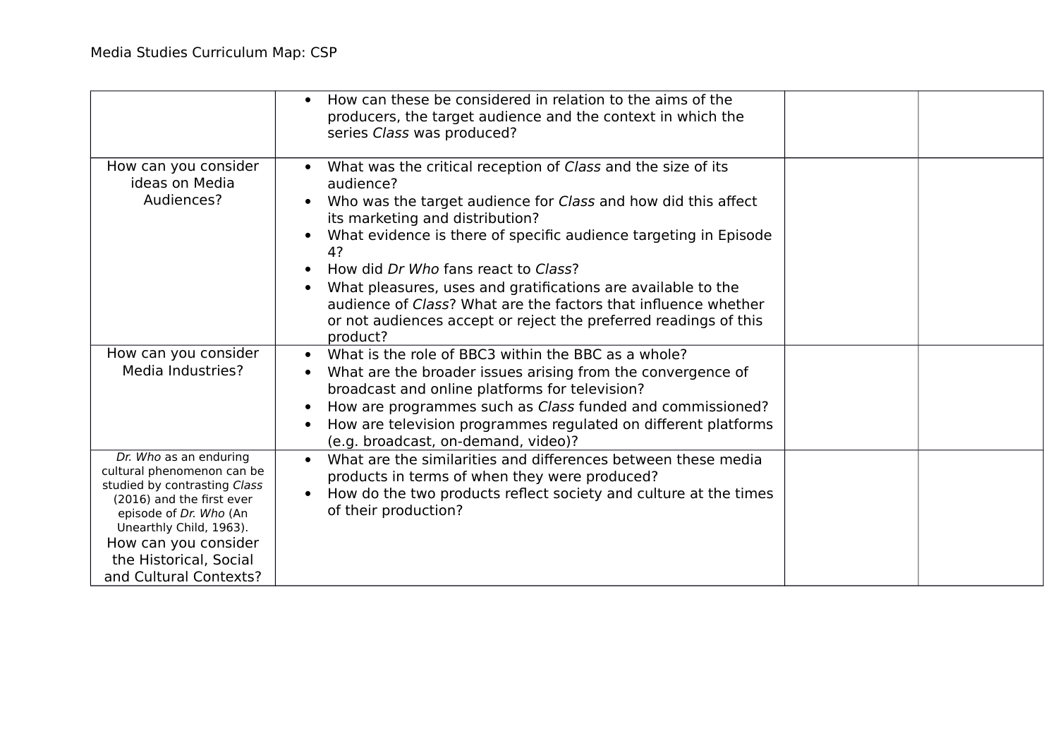Media Studies Curriculum Map: CSP

| | | | |
|---|---|---|---|
| | • How can these be considered in relation to the aims of the producers, the target audience and the context in which the series *Class* was produced? | | |
| How can you consider ideas on Media Audiences? | • What was the critical reception of *Class* and the size of its audience?<br>• Who was the target audience for *Class* and how did this affect its marketing and distribution?<br>• What evidence is there of specific audience targeting in Episode 4?<br>• How did *Dr Who* fans react to *Class*?<br>• What pleasures, uses and gratifications are available to the audience of *Class*? What are the factors that influence whether or not audiences accept or reject the preferred readings of this product? | | |
| How can you consider Media Industries? | • What is the role of BBC3 within the BBC as a whole?<br>• What are the broader issues arising from the convergence of broadcast and online platforms for television?<br>• How are programmes such as *Class* funded and commissioned?<br>• How are television programmes regulated on different platforms (e.g. broadcast, on-demand, video)? | | |
| *Dr. Who* as an enduring cultural phenomenon can be studied by contrasting *Class* (2016) and the first ever episode of *Dr. Who* (An Unearthly Child, 1963).<br>How can you consider the Historical, Social and Cultural Contexts? | • What are the similarities and differences between these media products in terms of when they were produced?<br>• How do the two products reflect society and culture at the times of their production? | | |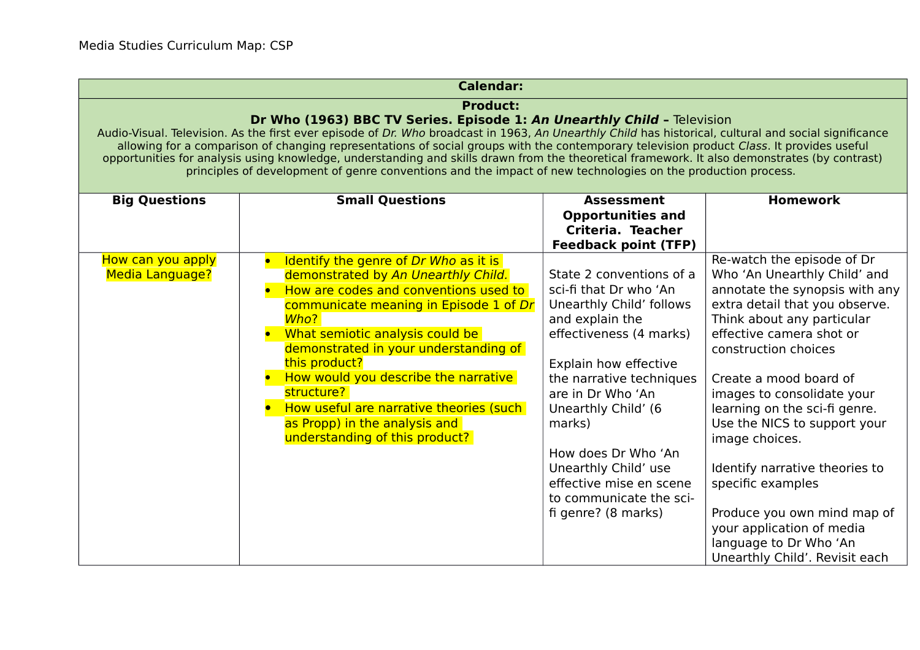Media Studies Curriculum Map: CSP

| Calendar: | | | |
|---|---|---|---|
| **Product:** **Dr Who (1963) BBC TV Series. Episode 1: *An Unearthly Child* –** Television Audio-Visual. Television. As the first ever episode of *Dr. Who* broadcast in 1963, *An Unearthly Child* has historical, cultural and social significance allowing for a comparison of changing representations of social groups with the contemporary television product *Class*. It provides useful opportunities for analysis using knowledge, understanding and skills drawn from the theoretical framework. It also demonstrates (by contrast) principles of development of genre conventions and the impact of new technologies on the production process. | | | |
| **Big Questions** | **Small Questions** | **Assessment Opportunities and Criteria. Teacher Feedback point (TFP)** | **Homework** |
| How can you apply Media Language? | • Identify the genre of *Dr Who* as it is demonstrated by *An Unearthly Child.*<br>• How are codes and conventions used to communicate meaning in Episode 1 of *Dr Who*?<br>• What semiotic analysis could be demonstrated in your understanding of this product?<br>• How would you describe the narrative structure?<br>• How useful are narrative theories (such as Propp) in the analysis and understanding of this product? | State 2 conventions of a sci-fi that Dr who 'An Unearthly Child' follows and explain the effectiveness (4 marks)<br><br>Explain how effective the narrative techniques are in Dr Who 'An Unearthly Child' (6 marks)<br><br>How does Dr Who 'An Unearthly Child' use effective mise en scene to communicate the sci-fi genre? (8 marks) | Re-watch the episode of Dr Who 'An Unearthly Child' and annotate the synopsis with any extra detail that you observe. Think about any particular effective camera shot or construction choices<br><br>Create a mood board of images to consolidate your learning on the sci-fi genre. Use the NICS to support your image choices.<br><br>Identify narrative theories to specific examples<br><br>Produce you own mind map of your application of media language to Dr Who 'An Unearthly Child'. Revisit each |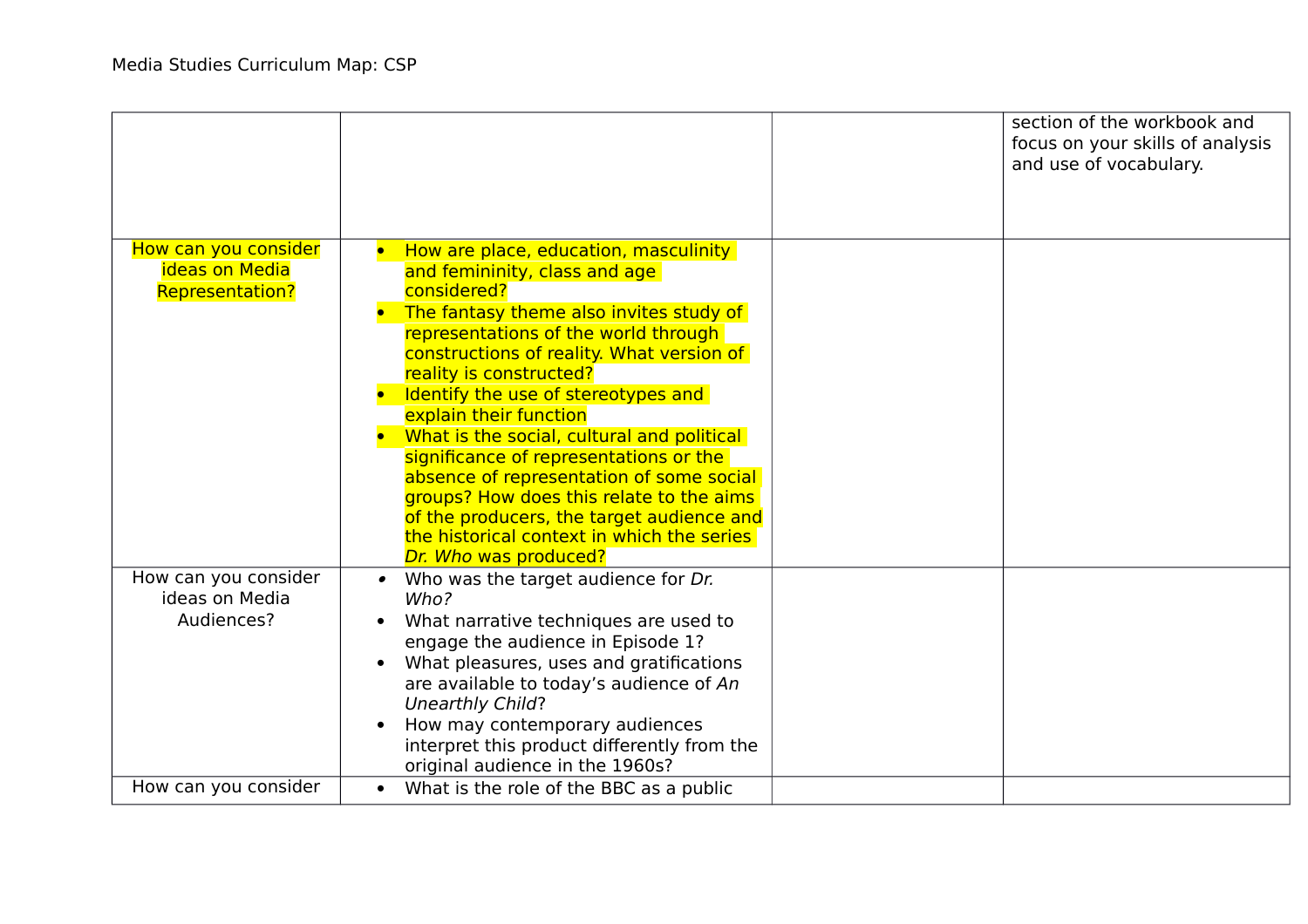Media Studies Curriculum Map: CSP

| | | | |
|---|---|---|---|
| | | | section of the workbook and focus on your skills of analysis and use of vocabulary. |
| How can you consider ideas on Media Representation? | • How are place, education, masculinity and femininity, class and age considered?<br>• The fantasy theme also invites study of representations of the world through constructions of reality. What version of reality is constructed?<br>• Identify the use of stereotypes and explain their function<br>• What is the social, cultural and political significance of representations or the absence of representation of some social groups? How does this relate to the aims of the producers, the target audience and the historical context in which the series *Dr. Who* was produced? | | |
| How can you consider ideas on Media Audiences? | • Who was the target audience for *Dr. Who?*<br>• What narrative techniques are used to engage the audience in Episode 1?<br>• What pleasures, uses and gratifications are available to today's audience of *An Unearthly Child*?<br>• How may contemporary audiences interpret this product differently from the original audience in the 1960s? | | |
| How can you consider | • What is the role of the BBC as a public | | |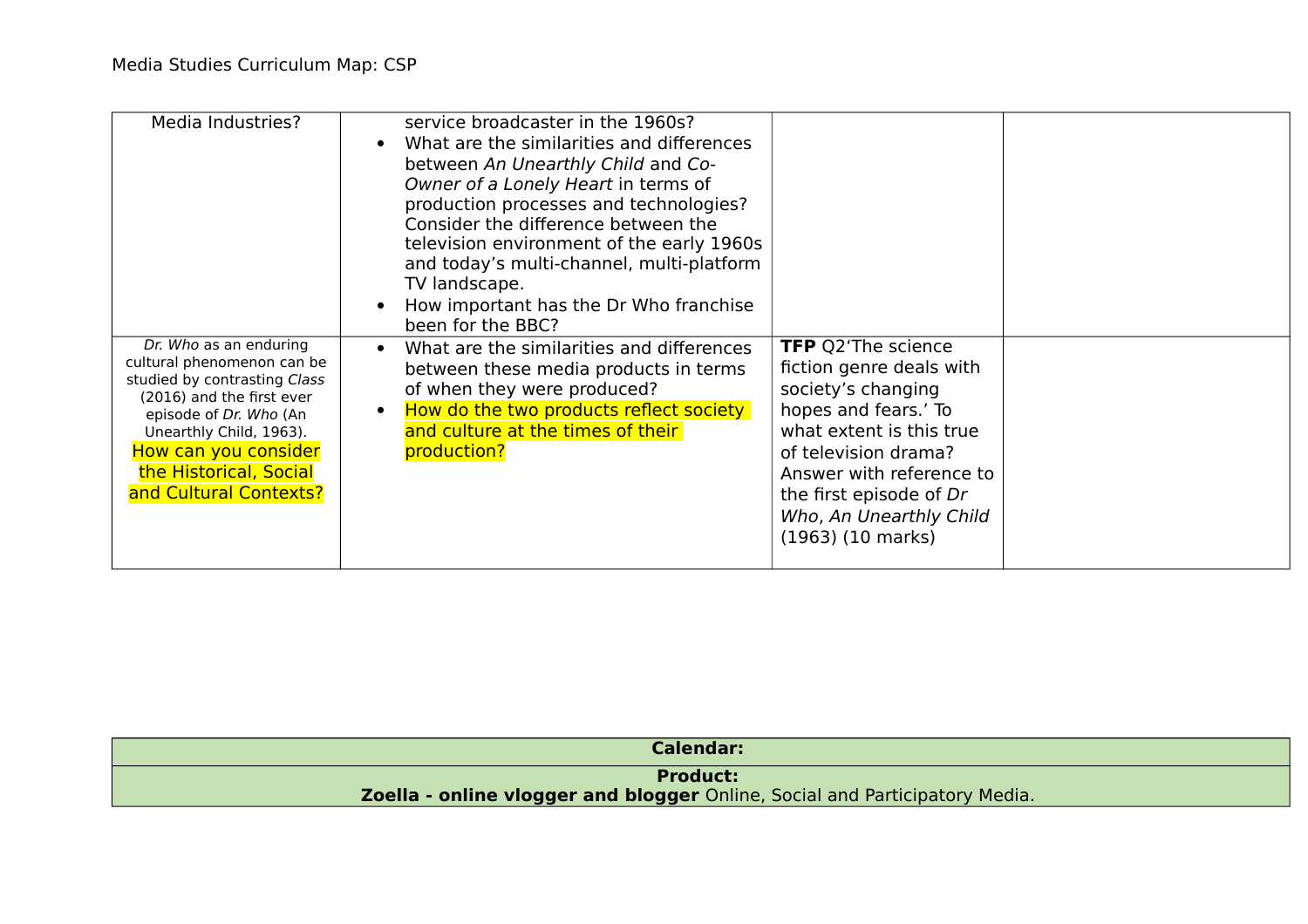Media Studies Curriculum Map: CSP

| | | | |
|---|---|---|---|
| Media Industries? | service broadcaster in the 1960s?<br>• What are the similarities and differences between *An Unearthly Child* and *Co-Owner of a Lonely Heart* in terms of production processes and technologies? Consider the difference between the television environment of the early 1960s and today's multi-channel, multi-platform TV landscape.<br>• How important has the Dr Who franchise been for the BBC? | | |
| *Dr. Who* as an enduring cultural phenomenon can be studied by contrasting *Class* (2016) and the first ever episode of *Dr. Who* (An Unearthly Child, 1963). How can you consider the Historical, Social and Cultural Contexts? | • What are the similarities and differences between these media products in terms of when they were produced?<br>• How do the two products reflect society and culture at the times of their production? | **TFP** Q2'The science fiction genre deals with society's changing hopes and fears.' To what extent is this true of television drama? Answer with reference to the first episode of *Dr Who*, *An Unearthly Child* (1963) (10 marks) | |

| |
|---|
| **Calendar:** |
| **Product:**<br>**Zoella - online vlogger and blogger** Online, Social and Participatory Media. |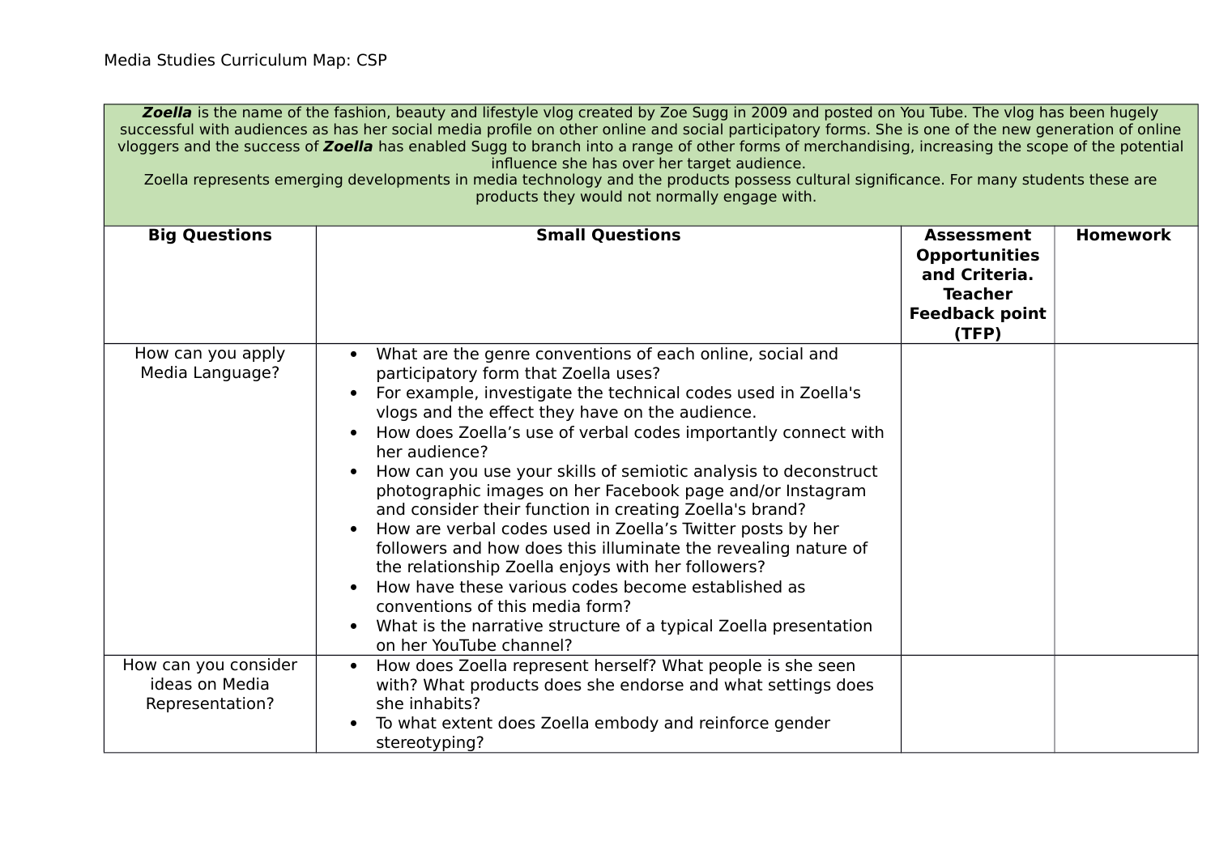Media Studies Curriculum Map: CSP

| | | | |
|---|---|---|---|
| ***Zoella*** is the name of the fashion, beauty and lifestyle vlog created by Zoe Sugg in 2009 and posted on You Tube. The vlog has been hugely successful with audiences as has her social media profile on other online and social participatory forms. She is one of the new generation of online vloggers and the success of ***Zoella*** has enabled Sugg to branch into a range of other forms of merchandising, increasing the scope of the potential influence she has over her target audience. Zoella represents emerging developments in media technology and the products possess cultural significance. For many students these are products they would not normally engage with. | | | |
| **Big Questions** | **Small Questions** | **Assessment Opportunities and Criteria. Teacher Feedback point (TFP)** | **Homework** |
| How can you apply Media Language? | • What are the genre conventions of each online, social and participatory form that Zoella uses?<br>• For example, investigate the technical codes used in Zoella's vlogs and the effect they have on the audience.<br>• How does Zoella's use of verbal codes importantly connect with her audience?<br>• How can you use your skills of semiotic analysis to deconstruct photographic images on her Facebook page and/or Instagram and consider their function in creating Zoella's brand?<br>• How are verbal codes used in Zoella's Twitter posts by her followers and how does this illuminate the revealing nature of the relationship Zoella enjoys with her followers?<br>• How have these various codes become established as conventions of this media form?<br>• What is the narrative structure of a typical Zoella presentation on her YouTube channel? | | |
| How can you consider ideas on Media Representation? | • How does Zoella represent herself? What people is she seen with? What products does she endorse and what settings does she inhabits?<br>• To what extent does Zoella embody and reinforce gender stereotyping? | | |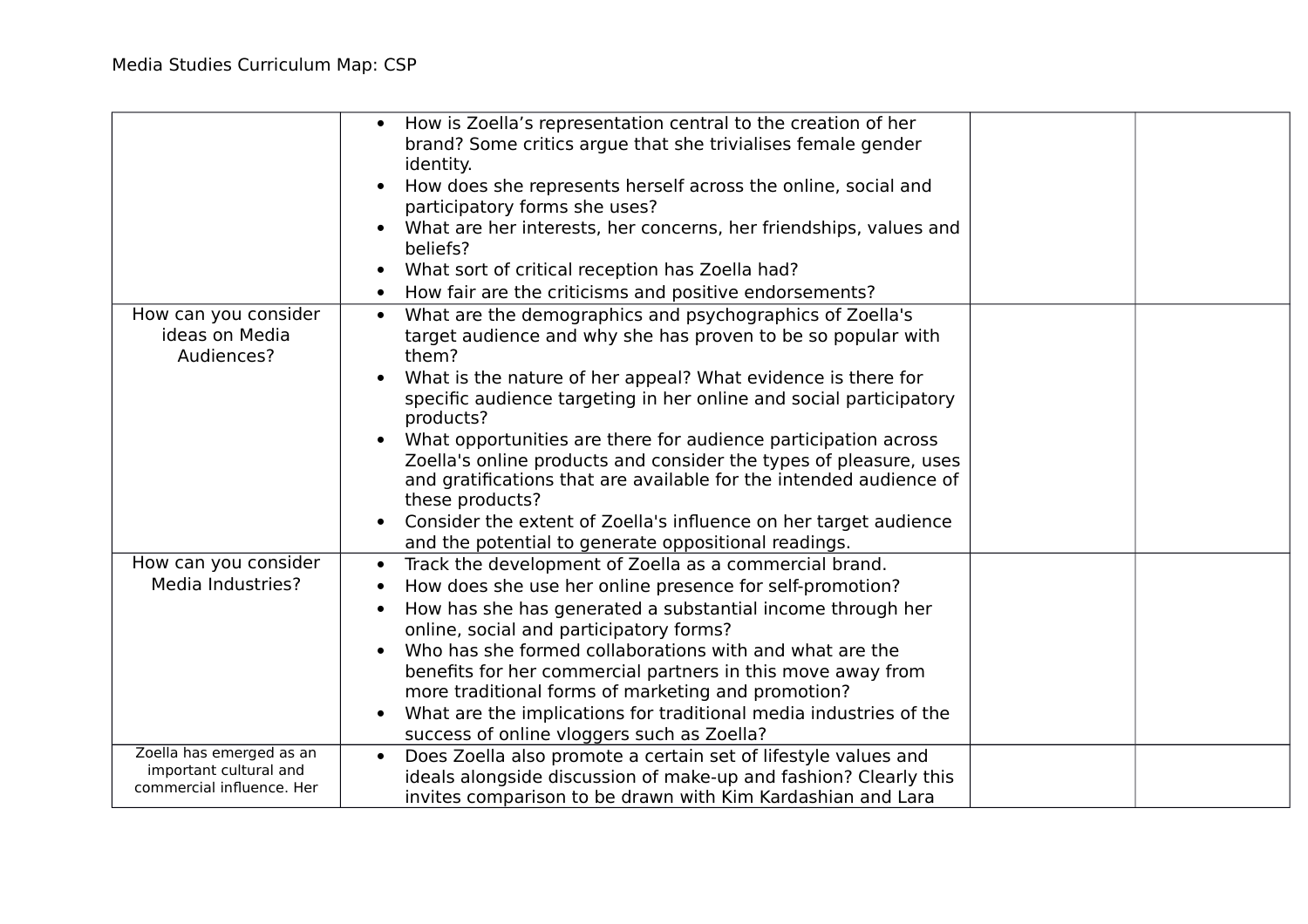| | | | |
|---|---|---|---|
| | • How is Zoella's representation central to the creation of her brand? Some critics argue that she trivialises female gender identity.<br>• How does she represents herself across the online, social and participatory forms she uses?<br>• What are her interests, her concerns, her friendships, values and beliefs?<br>• What sort of critical reception has Zoella had?<br>• How fair are the criticisms and positive endorsements? | | |
| How can you consider ideas on Media Audiences? | • What are the demographics and psychographics of Zoella's target audience and why she has proven to be so popular with them?<br>• What is the nature of her appeal? What evidence is there for specific audience targeting in her online and social participatory products?<br>• What opportunities are there for audience participation across Zoella's online products and consider the types of pleasure, uses and gratifications that are available for the intended audience of these products?<br>• Consider the extent of Zoella's influence on her target audience and the potential to generate oppositional readings. | | |
| How can you consider Media Industries? | • Track the development of Zoella as a commercial brand.<br>• How does she use her online presence for self-promotion?<br>• How has she has generated a substantial income through her online, social and participatory forms?<br>• Who has she formed collaborations with and what are the benefits for her commercial partners in this move away from more traditional forms of marketing and promotion?<br>• What are the implications for traditional media industries of the success of online vloggers such as Zoella? | | |
| Zoella has emerged as an important cultural and commercial influence. Her | • Does Zoella also promote a certain set of lifestyle values and ideals alongside discussion of make-up and fashion? Clearly this invites comparison to be drawn with Kim Kardashian and Lara | | |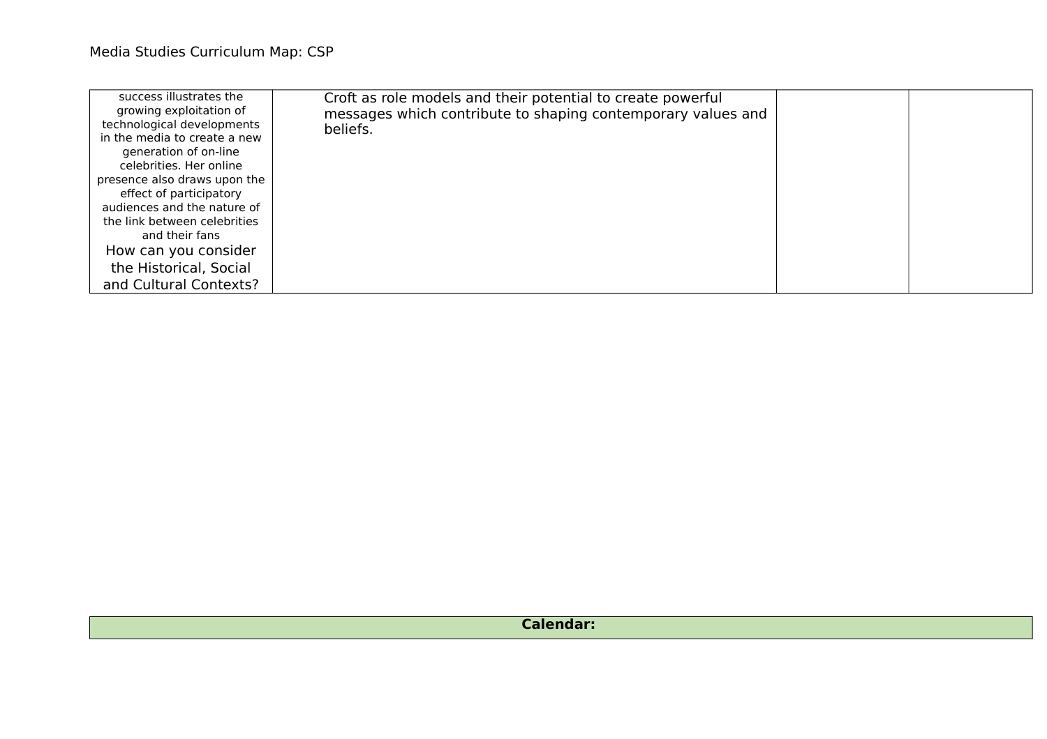Media Studies Curriculum Map: CSP

| | | | |
|---|---|---|---|
| success illustrates the growing exploitation of technological developments in the media to create a new generation of on-line celebrities. Her online presence also draws upon the effect of participatory audiences and the nature of the link between celebrities and their fans How can you consider the Historical, Social and Cultural Contexts? | Croft as role models and their potential to create powerful messages which contribute to shaping contemporary values and beliefs. | | |

| **Calendar:** |
|---|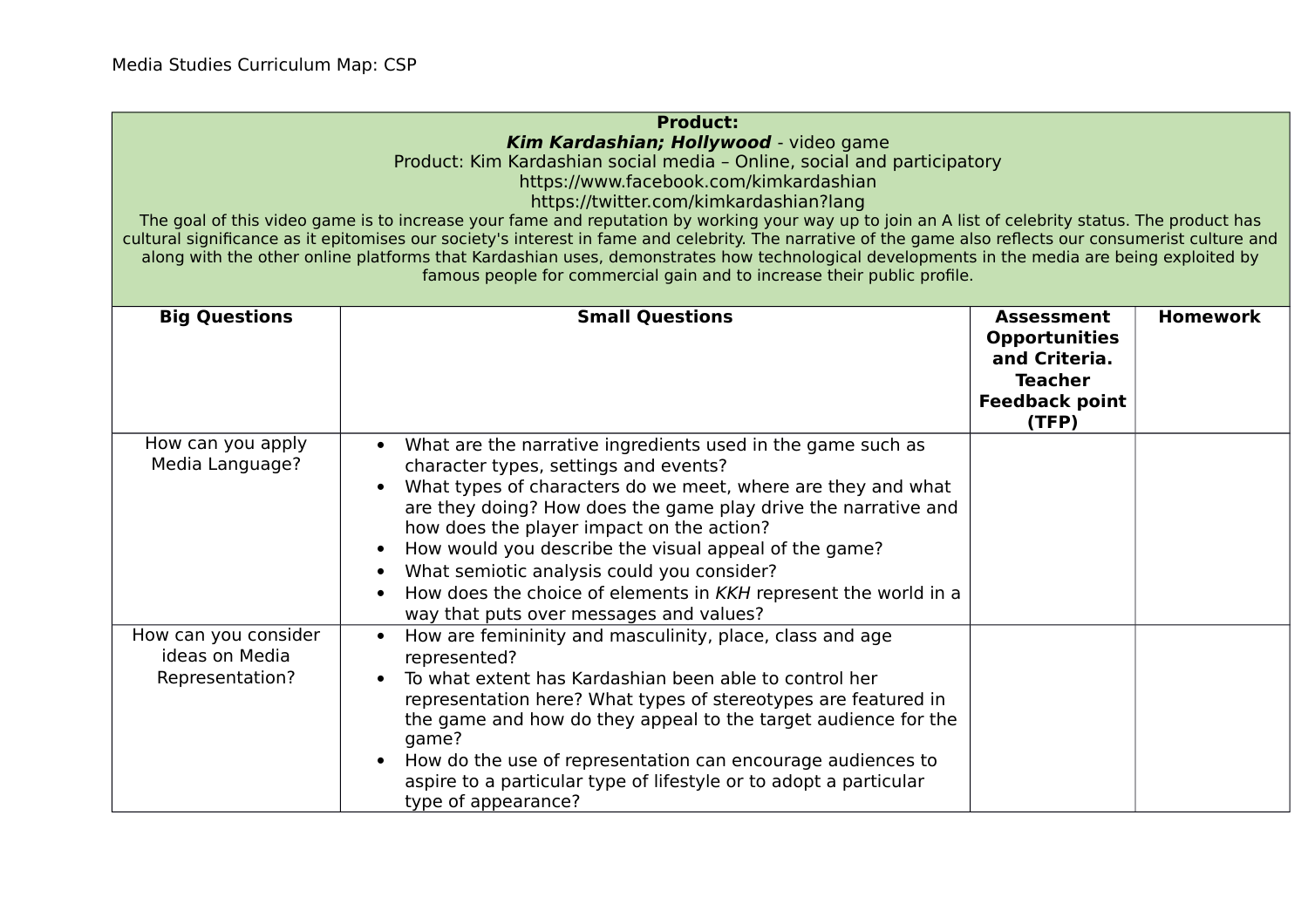Media Studies Curriculum Map: CSP

| Product: *Kim Kardashian; Hollywood* - video game<br>Product: Kim Kardashian social media – Online, social and participatory<br>https://www.facebook.com/kimkardashian<br>https://twitter.com/kimkardashian?lang<br>The goal of this video game is to increase your fame and reputation by working your way up to join an A list of celebrity status. The product has cultural significance as it epitomises our society's interest in fame and celebrity. The narrative of the game also reflects our consumerist culture and along with the other online platforms that Kardashian uses, demonstrates how technological developments in the media are being exploited by famous people for commercial gain and to increase their public profile. | | | |
|---|---|---|---|
| **Big Questions** | **Small Questions** | **Assessment Opportunities and Criteria. Teacher Feedback point (TFP)** | **Homework** |
| How can you apply Media Language? | • What are the narrative ingredients used in the game such as character types, settings and events?<br>• What types of characters do we meet, where are they and what are they doing? How does the game play drive the narrative and how does the player impact on the action?<br>• How would you describe the visual appeal of the game?<br>• What semiotic analysis could you consider?<br>• How does the choice of elements in *KKH* represent the world in a way that puts over messages and values? | | |
| How can you consider ideas on Media Representation? | • How are femininity and masculinity, place, class and age represented?<br>• To what extent has Kardashian been able to control her representation here? What types of stereotypes are featured in the game and how do they appeal to the target audience for the game?<br>• How do the use of representation can encourage audiences to aspire to a particular type of lifestyle or to adopt a particular type of appearance? | | |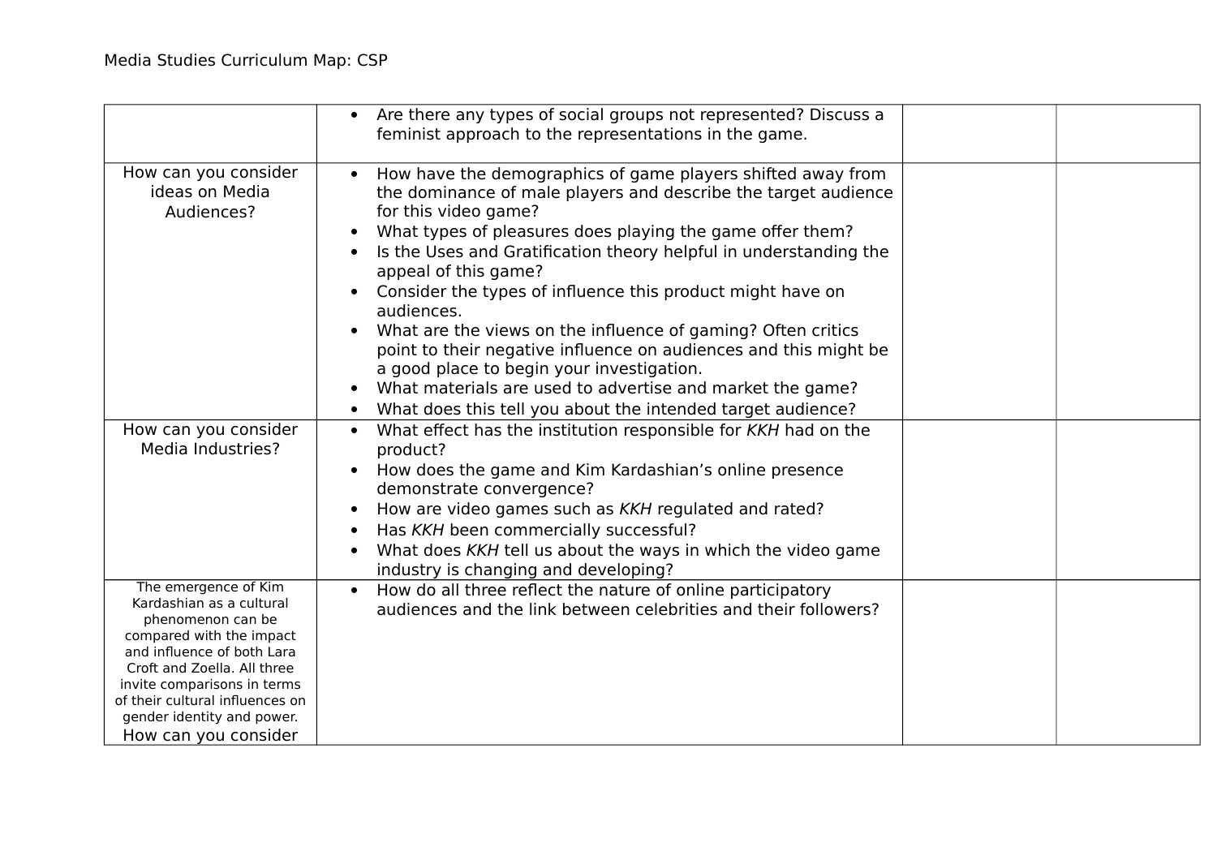Media Studies Curriculum Map: CSP

| | | | |
|---|---|---|---|
| | • Are there any types of social groups not represented? Discuss a feminist approach to the representations in the game. | | |
| How can you consider ideas on Media Audiences? | • How have the demographics of game players shifted away from the dominance of male players and describe the target audience for this video game?<br>• What types of pleasures does playing the game offer them?<br>• Is the Uses and Gratification theory helpful in understanding the appeal of this game?<br>• Consider the types of influence this product might have on audiences.<br>• What are the views on the influence of gaming? Often critics point to their negative influence on audiences and this might be a good place to begin your investigation.<br>• What materials are used to advertise and market the game?<br>• What does this tell you about the intended target audience? | | |
| How can you consider Media Industries? | • What effect has the institution responsible for *KKH* had on the product?<br>• How does the game and Kim Kardashian's online presence demonstrate convergence?<br>• How are video games such as *KKH* regulated and rated?<br>• Has *KKH* been commercially successful?<br>• What does *KKH* tell us about the ways in which the video game industry is changing and developing? | | |
| The emergence of Kim Kardashian as a cultural phenomenon can be compared with the impact and influence of both Lara Croft and Zoella. All three invite comparisons in terms of their cultural influences on gender identity and power.<br>How can you consider | • How do all three reflect the nature of online participatory audiences and the link between celebrities and their followers? | | |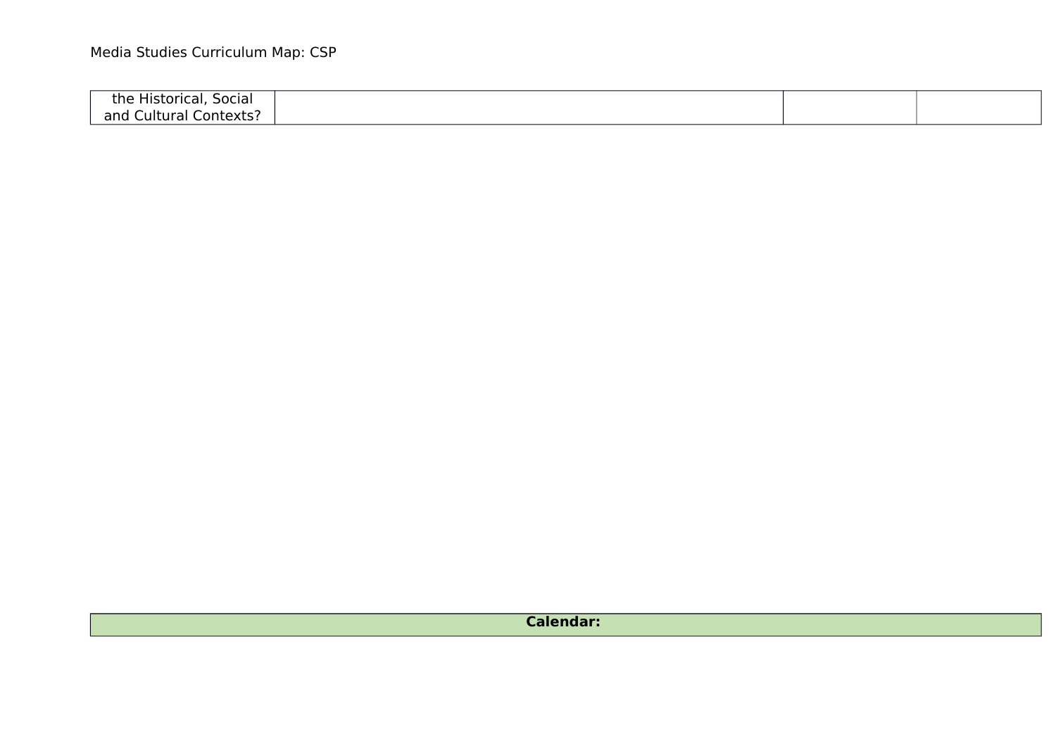Media Studies Curriculum Map: CSP

| | | | |
|---|---|---|---|
| the Historical, Social and Cultural Contexts? | | | |

| Calendar: |
|---|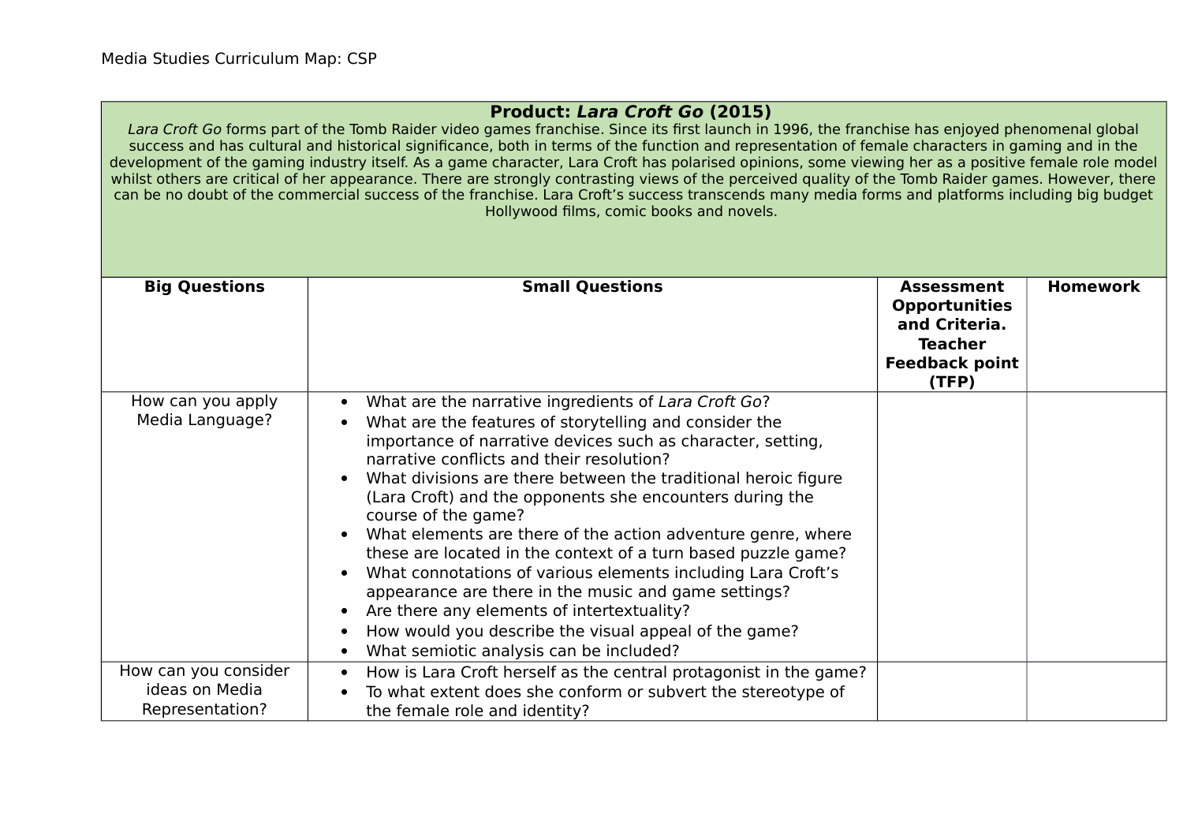Media Studies Curriculum Map: CSP

| **Product: *Lara Croft Go* (2015)** | | | |
|---|---|---|---|
| *Lara Croft Go* forms part of the Tomb Raider video games franchise. Since its first launch in 1996, the franchise has enjoyed phenomenal global success and has cultural and historical significance, both in terms of the function and representation of female characters in gaming and in the development of the gaming industry itself. As a game character, Lara Croft has polarised opinions, some viewing her as a positive female role model whilst others are critical of her appearance. There are strongly contrasting views of the perceived quality of the Tomb Raider games. However, there can be no doubt of the commercial success of the franchise. Lara Croft's success transcends many media forms and platforms including big budget Hollywood films, comic books and novels. | | | |
| **Big Questions** | **Small Questions** | **Assessment Opportunities and Criteria. Teacher Feedback point (TFP)** | **Homework** |
| How can you apply Media Language? | • What are the narrative ingredients of *Lara Croft Go*?<br>• What are the features of storytelling and consider the importance of narrative devices such as character, setting, narrative conflicts and their resolution?<br>• What divisions are there between the traditional heroic figure (Lara Croft) and the opponents she encounters during the course of the game?<br>• What elements are there of the action adventure genre, where these are located in the context of a turn based puzzle game?<br>• What connotations of various elements including Lara Croft's appearance are there in the music and game settings?<br>• Are there any elements of intertextuality?<br>• How would you describe the visual appeal of the game?<br>• What semiotic analysis can be included? | | |
| How can you consider ideas on Media Representation? | • How is Lara Croft herself as the central protagonist in the game?<br>• To what extent does she conform or subvert the stereotype of the female role and identity? | | |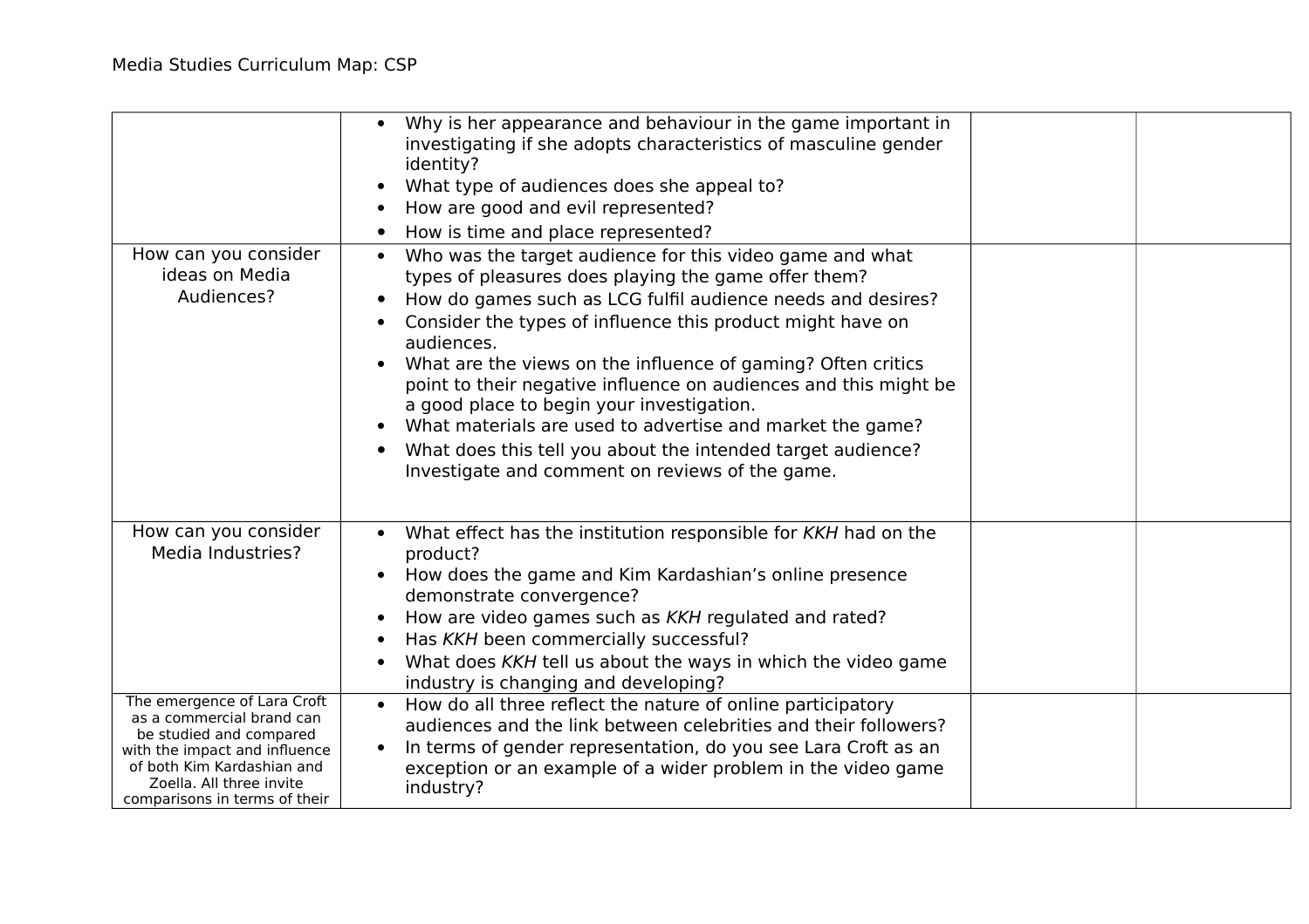Media Studies Curriculum Map: CSP

| | | | |
|---|---|---|---|
| | • Why is her appearance and behaviour in the game important in investigating if she adopts characteristics of masculine gender identity?<br>• What type of audiences does she appeal to?<br>• How are good and evil represented?<br>• How is time and place represented? | | |
| How can you consider ideas on Media Audiences? | • Who was the target audience for this video game and what types of pleasures does playing the game offer them?<br>• How do games such as LCG fulfil audience needs and desires?<br>• Consider the types of influence this product might have on audiences.<br>• What are the views on the influence of gaming? Often critics point to their negative influence on audiences and this might be a good place to begin your investigation.<br>• What materials are used to advertise and market the game?<br>• What does this tell you about the intended target audience? Investigate and comment on reviews of the game. | | |
| How can you consider Media Industries? | • What effect has the institution responsible for *KKH* had on the product?<br>• How does the game and Kim Kardashian's online presence demonstrate convergence?<br>• How are video games such as *KKH* regulated and rated?<br>• Has *KKH* been commercially successful?<br>• What does *KKH* tell us about the ways in which the video game industry is changing and developing? | | |
| The emergence of Lara Croft as a commercial brand can be studied and compared with the impact and influence of both Kim Kardashian and Zoella. All three invite comparisons in terms of their | • How do all three reflect the nature of online participatory audiences and the link between celebrities and their followers?<br>• In terms of gender representation, do you see Lara Croft as an exception or an example of a wider problem in the video game industry? | | |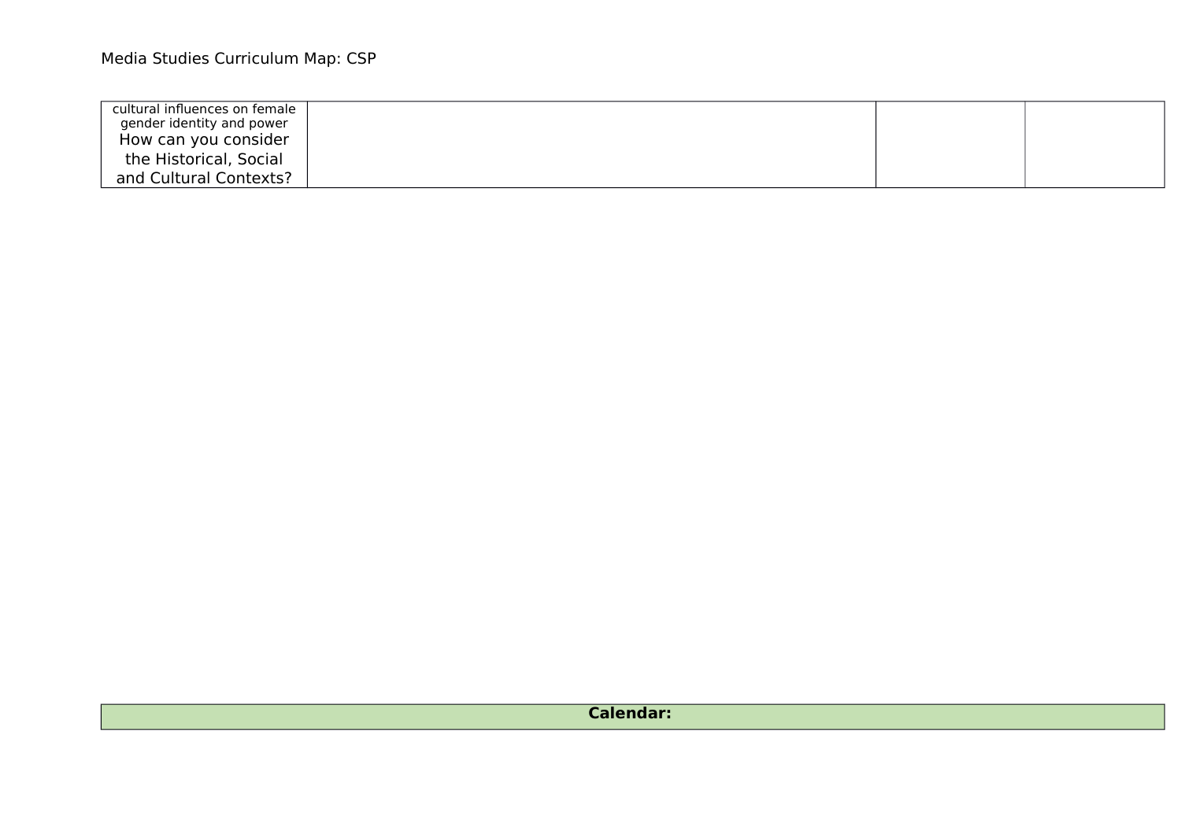Media Studies Curriculum Map: CSP

| | | | |
|---|---|---|---|
| cultural influences on female gender identity and power<br>How can you consider the Historical, Social and Cultural Contexts? | | | |

| **Calendar:** |
|---|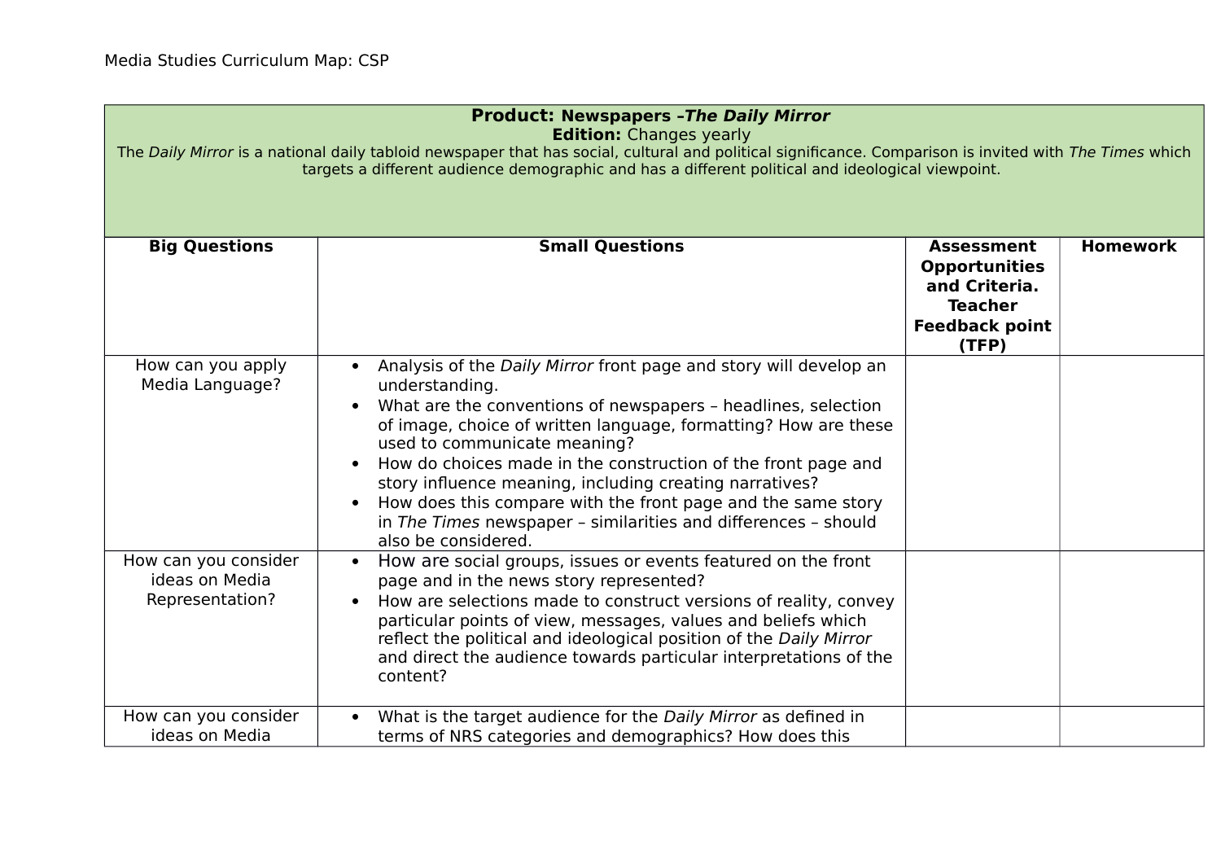Media Studies Curriculum Map: CSP

| **Product:** **Newspapers –*The Daily Mirror*** **Edition:** Changes yearly The *Daily Mirror* is a national daily tabloid newspaper that has social, cultural and political significance. Comparison is invited with *The Times* which targets a different audience demographic and has a different political and ideological viewpoint. | | | |
|---|---|---|---|
| **Big Questions** | **Small Questions** | **Assessment Opportunities and Criteria. Teacher Feedback point (TFP)** | **Homework** |
| How can you apply Media Language? | • Analysis of the *Daily Mirror* front page and story will develop an understanding.<br>• What are the conventions of newspapers – headlines, selection of image, choice of written language, formatting? How are these used to communicate meaning?<br>• How do choices made in the construction of the front page and story influence meaning, including creating narratives?<br>• How does this compare with the front page and the same story in *The Times* newspaper – similarities and differences – should also be considered. | | |
| How can you consider ideas on Media Representation? | • How are social groups, issues or events featured on the front page and in the news story represented?<br>• How are selections made to construct versions of reality, convey particular points of view, messages, values and beliefs which reflect the political and ideological position of the *Daily Mirror* and direct the audience towards particular interpretations of the content? | | |
| How can you consider ideas on Media | • What is the target audience for the *Daily Mirror* as defined in terms of NRS categories and demographics? How does this | | |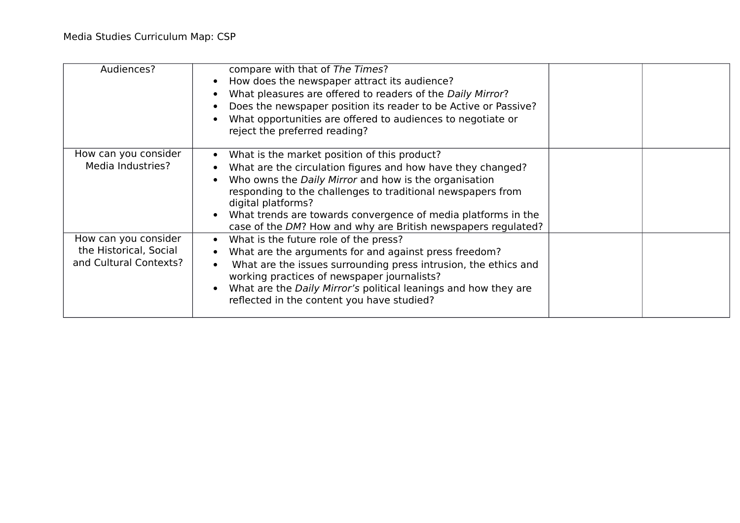Media Studies Curriculum Map: CSP

| | | | |
|---|---|---|---|
| Audiences? | compare with that of *The Times*?<br>• How does the newspaper attract its audience?<br>• What pleasures are offered to readers of the *Daily Mirror*?<br>• Does the newspaper position its reader to be Active or Passive?<br>• What opportunities are offered to audiences to negotiate or reject the preferred reading? | | |
| How can you consider Media Industries? | • What is the market position of this product?<br>• What are the circulation figures and how have they changed?<br>• Who owns the *Daily Mirror* and how is the organisation responding to the challenges to traditional newspapers from digital platforms?<br>• What trends are towards convergence of media platforms in the case of the *DM*? How and why are British newspapers regulated? | | |
| How can you consider the Historical, Social and Cultural Contexts? | • What is the future role of the press?<br>• What are the arguments for and against press freedom?<br>• What are the issues surrounding press intrusion, the ethics and working practices of newspaper journalists?<br>• What are the *Daily Mirror's* political leanings and how they are reflected in the content you have studied? | | |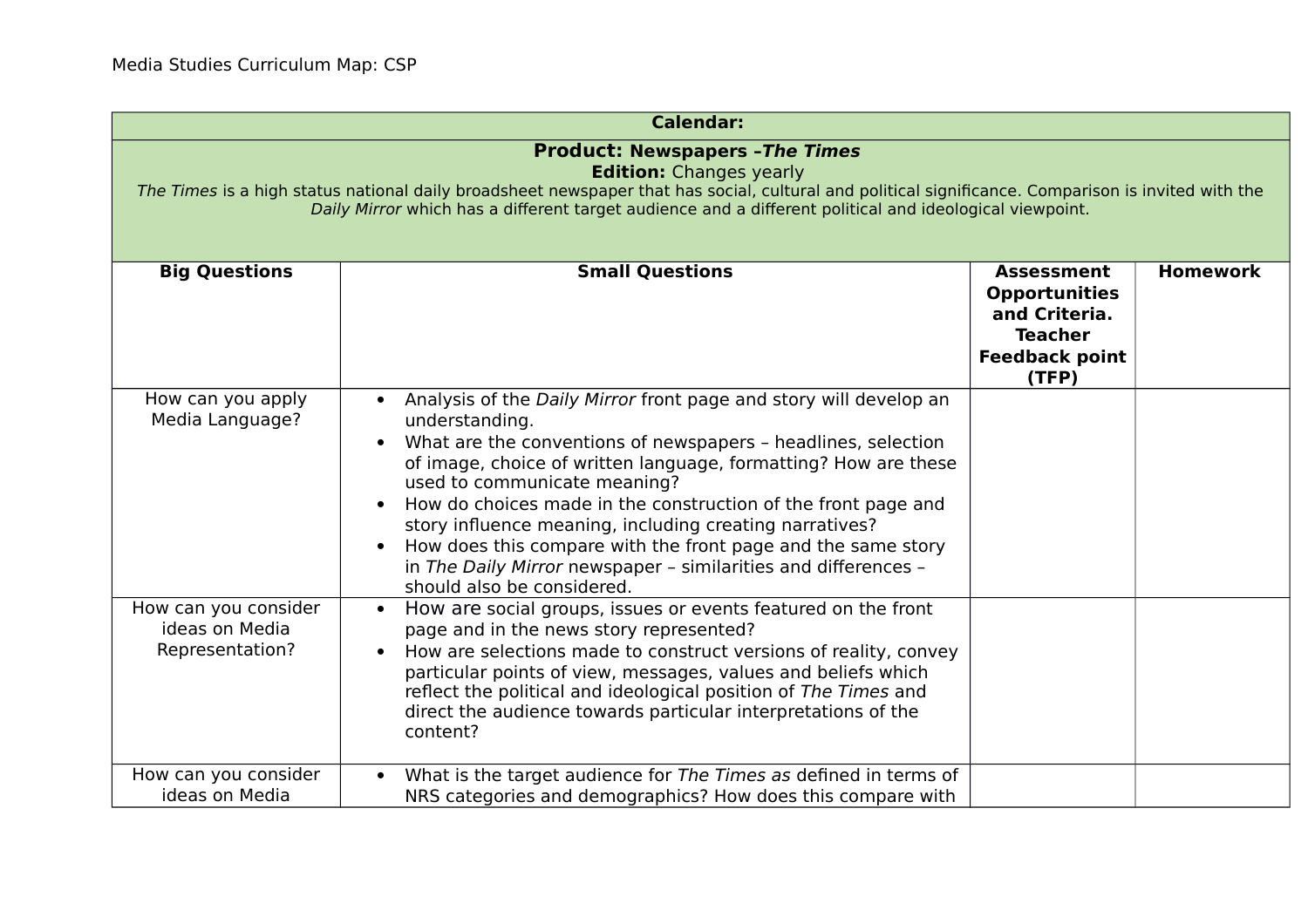Media Studies Curriculum Map: CSP

| Calendar: | | | |
|---|---|---|---|
| **Product: Newspapers –*The Times*** **Edition:** Changes yearly *The Times* is a high status national daily broadsheet newspaper that has social, cultural and political significance. Comparison is invited with the *Daily Mirror* which has a different target audience and a different political and ideological viewpoint. | | | |
| **Big Questions** | **Small Questions** | **Assessment Opportunities and Criteria. Teacher Feedback point (TFP)** | **Homework** |
| How can you apply Media Language? | • Analysis of the *Daily Mirror* front page and story will develop an understanding.<br>• What are the conventions of newspapers – headlines, selection of image, choice of written language, formatting? How are these used to communicate meaning?<br>• How do choices made in the construction of the front page and story influence meaning, including creating narratives?<br>• How does this compare with the front page and the same story in *The Daily Mirror* newspaper – similarities and differences – should also be considered. | | |
| How can you consider ideas on Media Representation? | • How are social groups, issues or events featured on the front page and in the news story represented?<br>• How are selections made to construct versions of reality, convey particular points of view, messages, values and beliefs which reflect the political and ideological position of *The Times* and direct the audience towards particular interpretations of the content? | | |
| How can you consider ideas on Media | • What is the target audience for *The Times as* defined in terms of NRS categories and demographics? How does this compare with | | |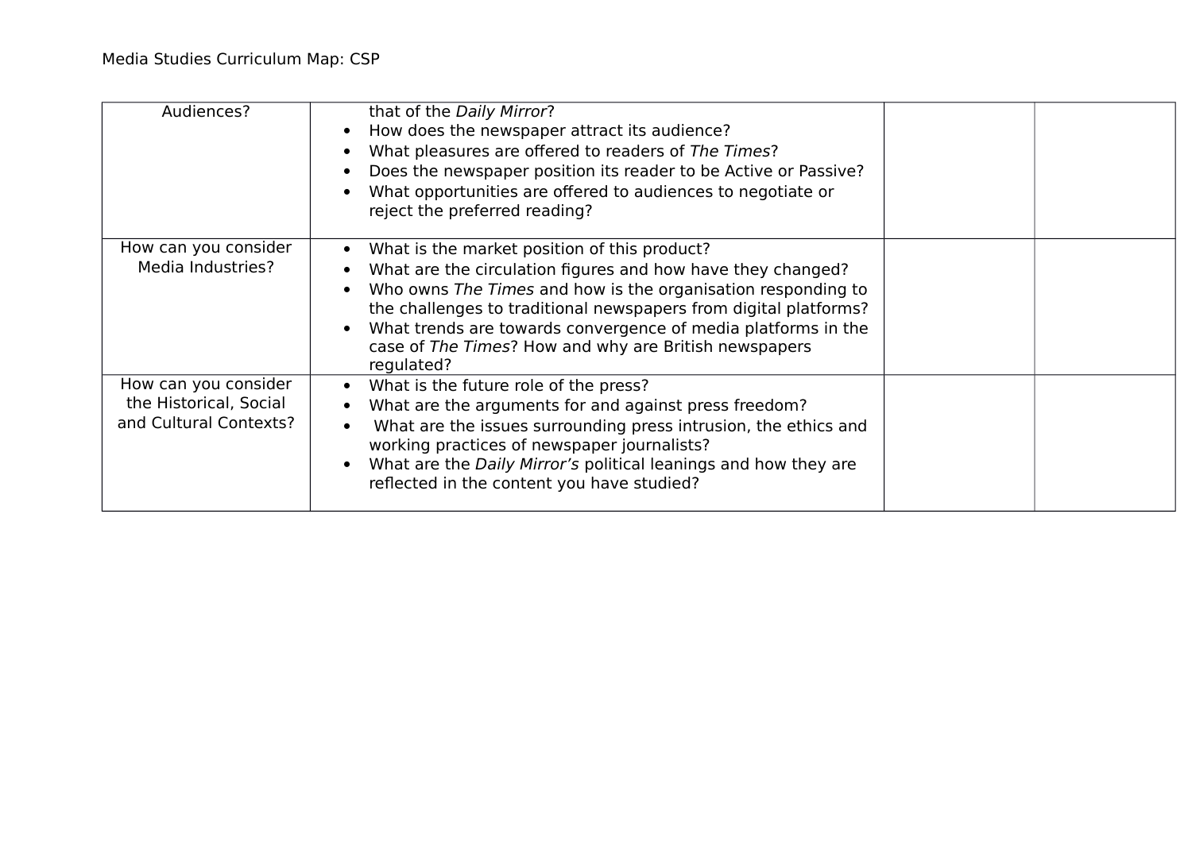Media Studies Curriculum Map: CSP

| | | | |
|---|---|---|---|
| Audiences? | that of the *Daily Mirror*?<br>• How does the newspaper attract its audience?<br>• What pleasures are offered to readers of *The Times*?<br>• Does the newspaper position its reader to be Active or Passive?<br>• What opportunities are offered to audiences to negotiate or reject the preferred reading? | | |
| How can you consider Media Industries? | • What is the market position of this product?<br>• What are the circulation figures and how have they changed?<br>• Who owns *The Times* and how is the organisation responding to the challenges to traditional newspapers from digital platforms?<br>• What trends are towards convergence of media platforms in the case of *The Times*? How and why are British newspapers regulated? | | |
| How can you consider the Historical, Social and Cultural Contexts? | • What is the future role of the press?<br>• What are the arguments for and against press freedom?<br>• What are the issues surrounding press intrusion, the ethics and working practices of newspaper journalists?<br>• What are the *Daily Mirror's* political leanings and how they are reflected in the content you have studied? | | |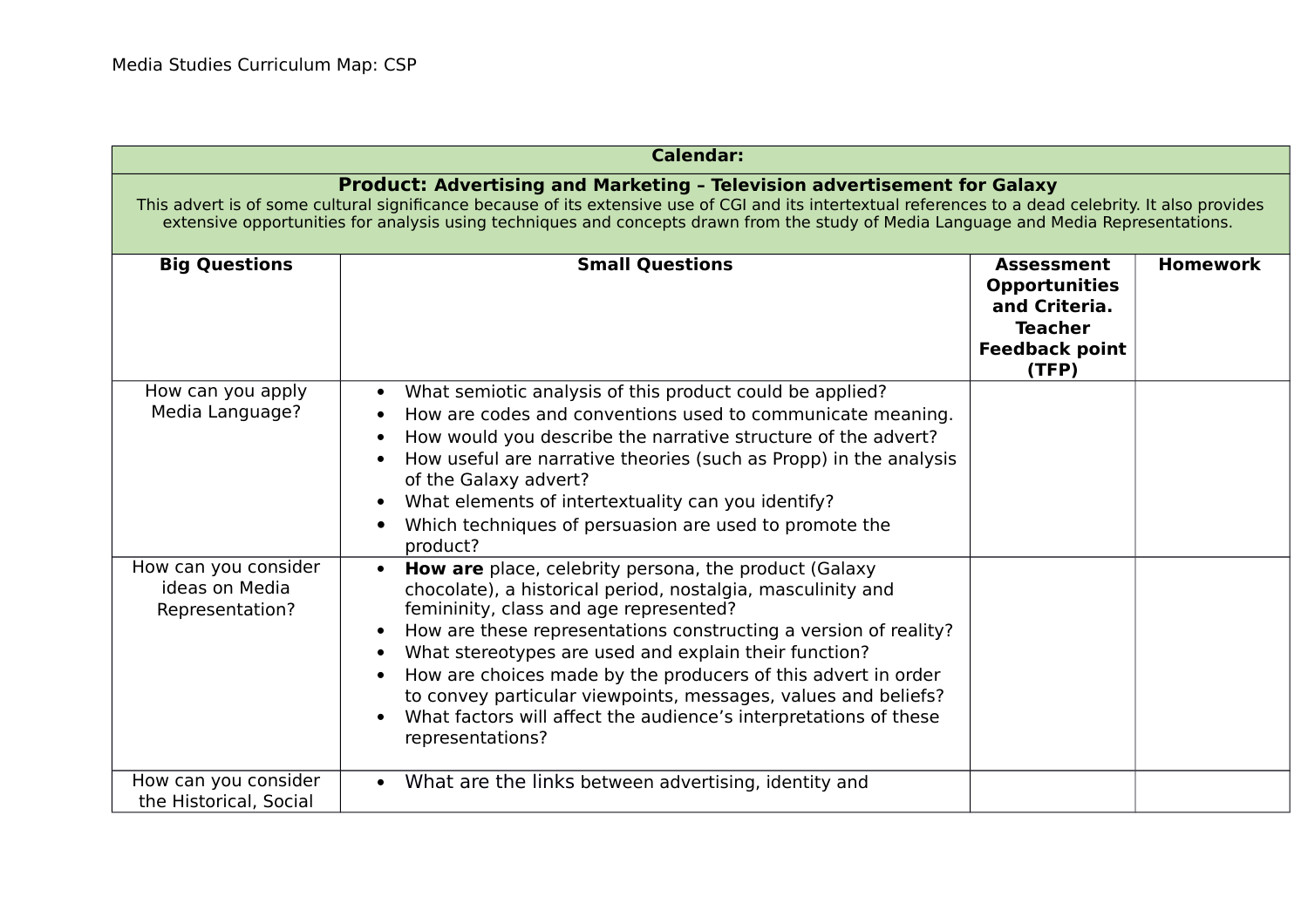Media Studies Curriculum Map: CSP

| **Calendar:** | | | |
|---|---|---|---|
| **Product: Advertising and Marketing – Television advertisement for Galaxy**<br>This advert is of some cultural significance because of its extensive use of CGI and its intertextual references to a dead celebrity. It also provides extensive opportunities for analysis using techniques and concepts drawn from the study of Media Language and Media Representations. | | | |
| **Big Questions** | **Small Questions** | **Assessment Opportunities and Criteria. Teacher Feedback point (TFP)** | **Homework** |
| How can you apply Media Language? | • What semiotic analysis of this product could be applied?<br>• How are codes and conventions used to communicate meaning.<br>• How would you describe the narrative structure of the advert?<br>• How useful are narrative theories (such as Propp) in the analysis of the Galaxy advert?<br>• What elements of intertextuality can you identify?<br>• Which techniques of persuasion are used to promote the product? | | |
| How can you consider ideas on Media Representation? | • **How are** place, celebrity persona, the product (Galaxy chocolate), a historical period, nostalgia, masculinity and femininity, class and age represented?<br>• How are these representations constructing a version of reality?<br>• What stereotypes are used and explain their function?<br>• How are choices made by the producers of this advert in order to convey particular viewpoints, messages, values and beliefs?<br>• What factors will affect the audience's interpretations of these representations? | | |
| How can you consider the Historical, Social | • What are the links between advertising, identity and | | |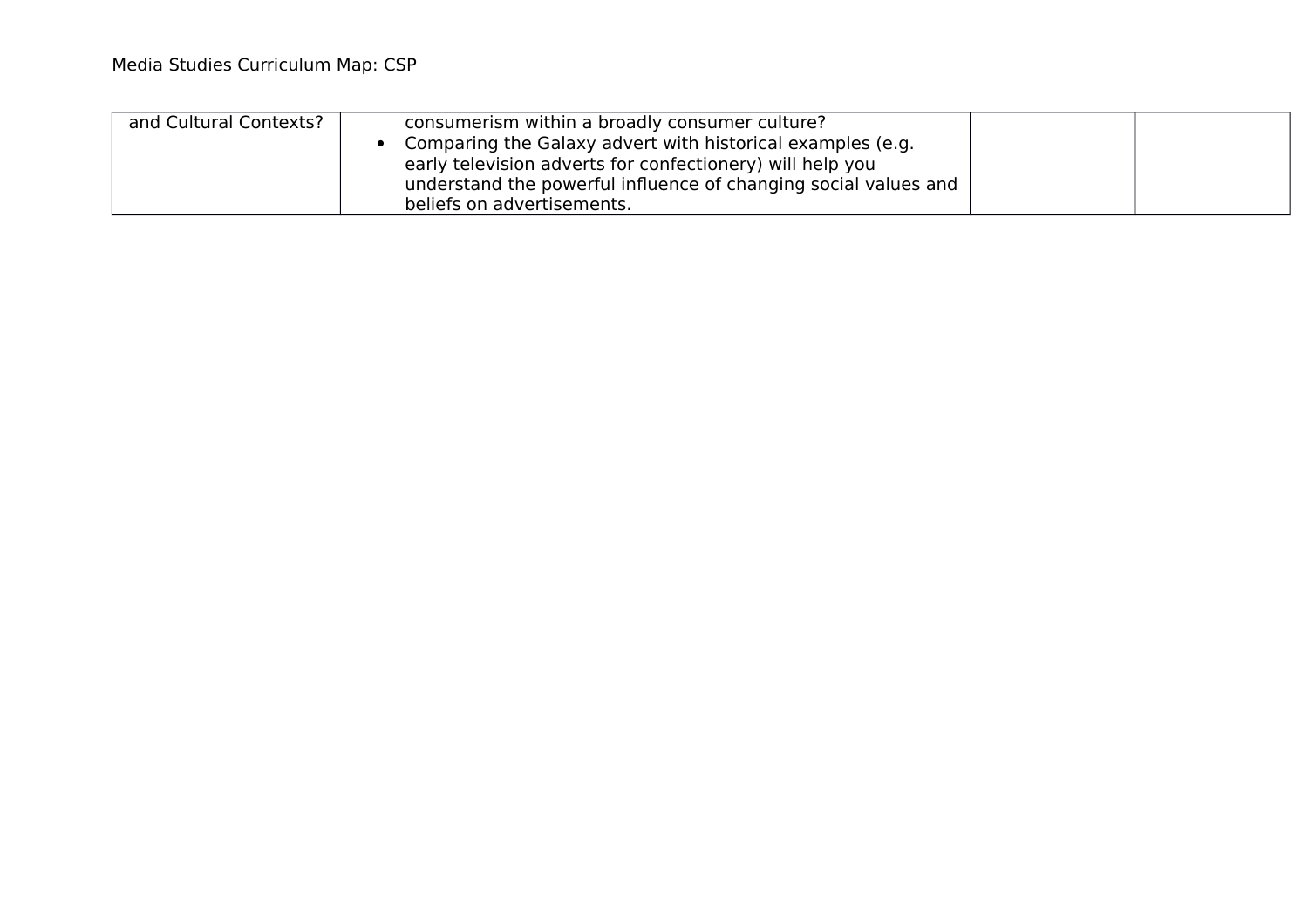| | | | |
|---|---|---|---|
| and Cultural Contexts? | consumerism within a broadly consumer culture?<br>• Comparing the Galaxy advert with historical examples (e.g. early television adverts for confectionery) will help you understand the powerful influence of changing social values and beliefs on advertisements. | | |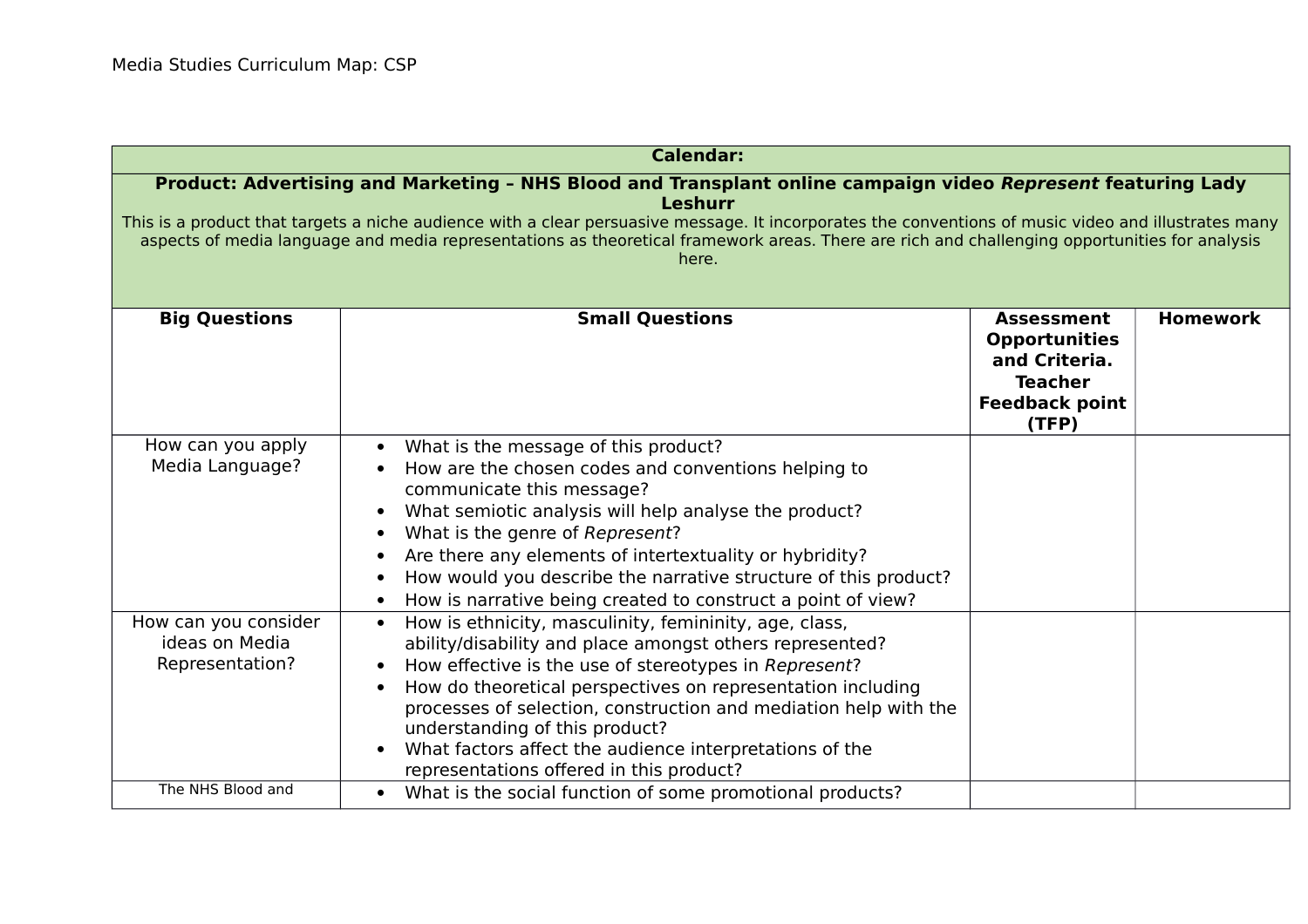Media Studies Curriculum Map: CSP

| Calendar: | | | |
| --- | --- | --- | --- |
| **Product: Advertising and Marketing – NHS Blood and Transplant online campaign video *Represent* featuring Lady Leshurr** This is a product that targets a niche audience with a clear persuasive message. It incorporates the conventions of music video and illustrates many aspects of media language and media representations as theoretical framework areas. There are rich and challenging opportunities for analysis here. | | | |
| **Big Questions** | **Small Questions** | **Assessment Opportunities and Criteria. Teacher Feedback point (TFP)** | **Homework** |
| How can you apply Media Language? | • What is the message of this product?<br>• How are the chosen codes and conventions helping to communicate this message?<br>• What semiotic analysis will help analyse the product?<br>• What is the genre of *Represent*?<br>• Are there any elements of intertextuality or hybridity?<br>• How would you describe the narrative structure of this product?<br>• How is narrative being created to construct a point of view? | | |
| How can you consider ideas on Media Representation? | • How is ethnicity, masculinity, femininity, age, class, ability/disability and place amongst others represented?<br>• How effective is the use of stereotypes in *Represent*?<br>• How do theoretical perspectives on representation including processes of selection, construction and mediation help with the understanding of this product?<br>• What factors affect the audience interpretations of the representations offered in this product? | | |
| The NHS Blood and | • What is the social function of some promotional products? | | |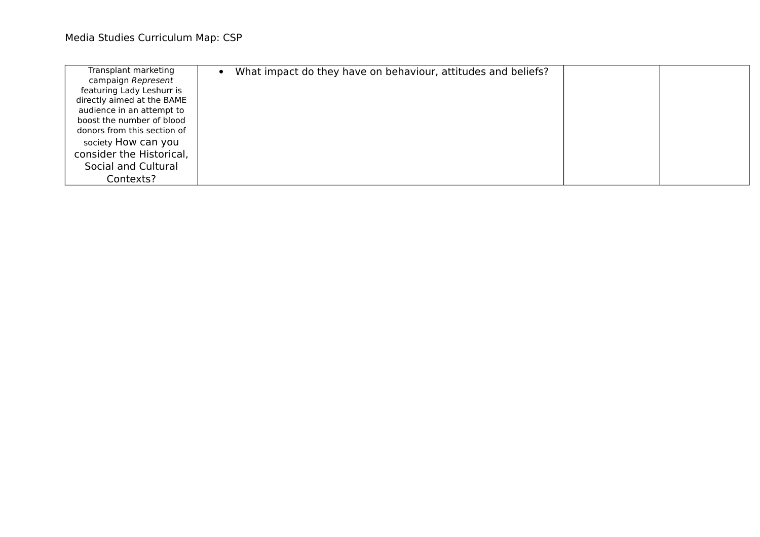Media Studies Curriculum Map: CSP

| | | | |
|---|---|---|---|
| Transplant marketing campaign *Represent* featuring Lady Leshurr is directly aimed at the BAME audience in an attempt to boost the number of blood donors from this section of society How can you consider the Historical, Social and Cultural Contexts? | • What impact do they have on behaviour, attitudes and beliefs? | | |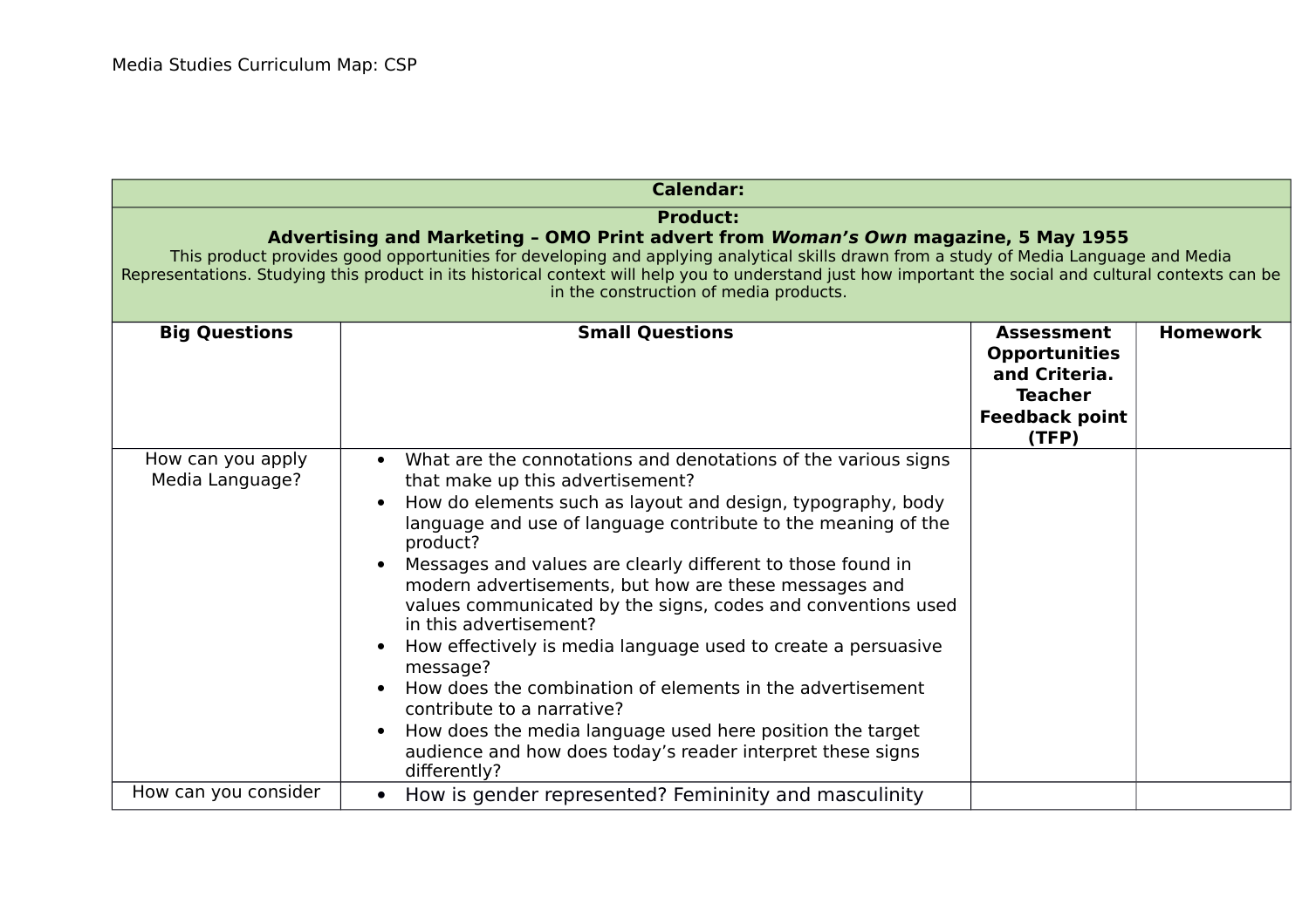Media Studies Curriculum Map: CSP

| **Calendar:** | | | |
|---|---|---|---|
| **Product:**<br>**Advertising and Marketing – OMO Print advert from *Woman's Own* magazine, 5 May 1955**<br>This product provides good opportunities for developing and applying analytical skills drawn from a study of Media Language and Media Representations. Studying this product in its historical context will help you to understand just how important the social and cultural contexts can be in the construction of media products. | | | |
| **Big Questions** | **Small Questions** | **Assessment Opportunities and Criteria. Teacher Feedback point (TFP)** | **Homework** |
| How can you apply Media Language? | • What are the connotations and denotations of the various signs that make up this advertisement?<br>• How do elements such as layout and design, typography, body language and use of language contribute to the meaning of the product?<br>• Messages and values are clearly different to those found in modern advertisements, but how are these messages and values communicated by the signs, codes and conventions used in this advertisement?<br>• How effectively is media language used to create a persuasive message?<br>• How does the combination of elements in the advertisement contribute to a narrative?<br>• How does the media language used here position the target audience and how does today's reader interpret these signs differently? | | |
| How can you consider | • How is gender represented? Femininity and masculinity | | |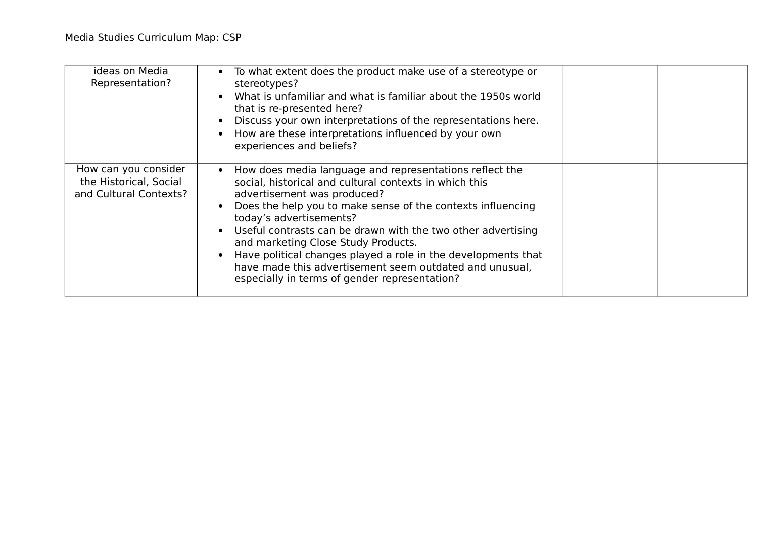| | | | |
|---|---|---|---|
| ideas on Media Representation? | • To what extent does the product make use of a stereotype or stereotypes?<br>• What is unfamiliar and what is familiar about the 1950s world that is re-presented here?<br>• Discuss your own interpretations of the representations here.<br>• How are these interpretations influenced by your own experiences and beliefs? | | |
| How can you consider the Historical, Social and Cultural Contexts? | • How does media language and representations reflect the social, historical and cultural contexts in which this advertisement was produced?<br>• Does the help you to make sense of the contexts influencing today's advertisements?<br>• Useful contrasts can be drawn with the two other advertising and marketing Close Study Products.<br>• Have political changes played a role in the developments that have made this advertisement seem outdated and unusual, especially in terms of gender representation? | | |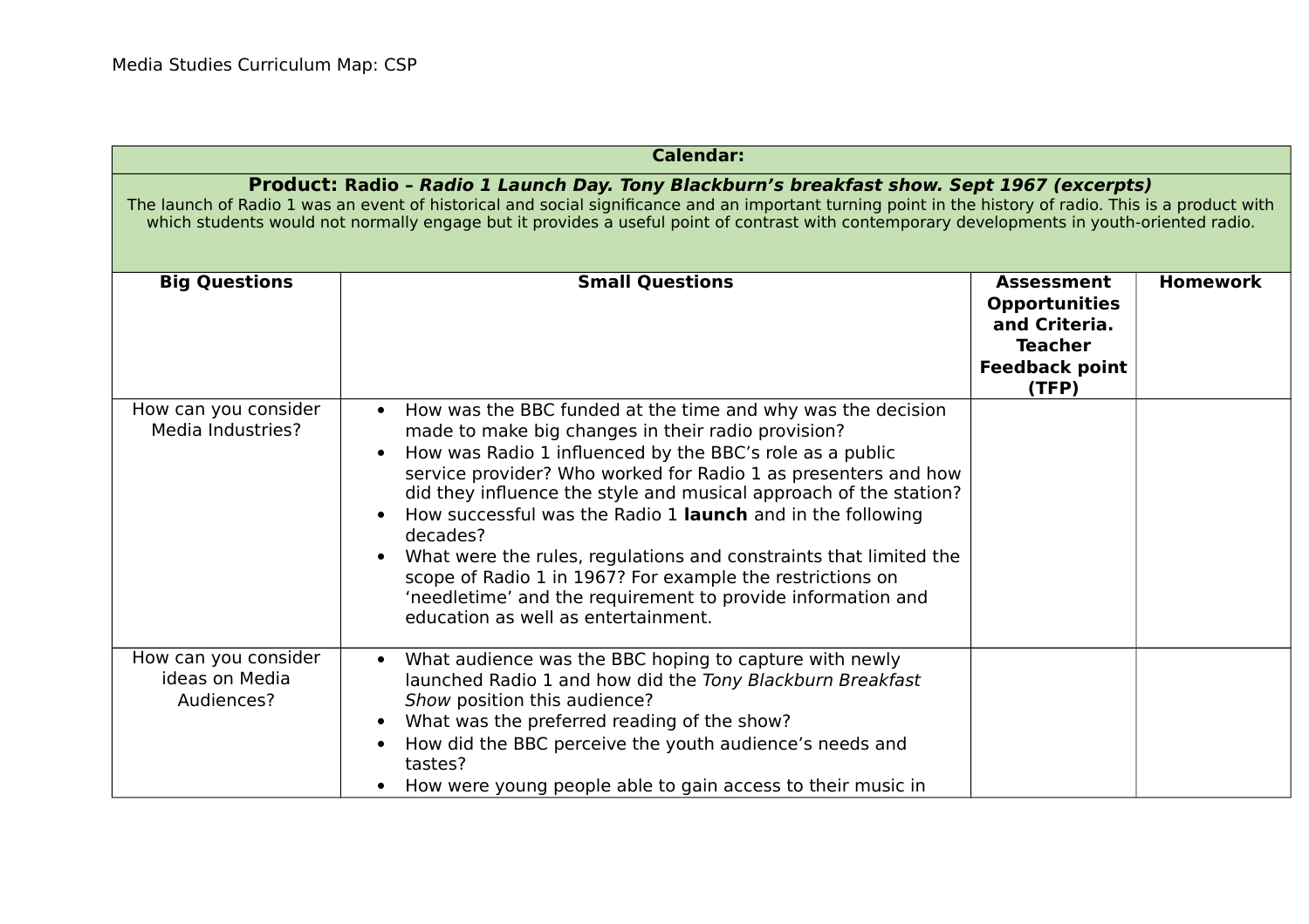Media Studies Curriculum Map: CSP

| **Calendar:** | | | |
|---|---|---|---|
| **Product: Radio – *Radio 1 Launch Day. Tony Blackburn's breakfast show. Sept 1967 (excerpts)*** The launch of Radio 1 was an event of historical and social significance and an important turning point in the history of radio. This is a product with which students would not normally engage but it provides a useful point of contrast with contemporary developments in youth-oriented radio. | | | |
| **Big Questions** | **Small Questions** | **Assessment Opportunities and Criteria. Teacher Feedback point (TFP)** | **Homework** |
| How can you consider Media Industries? | • How was the BBC funded at the time and why was the decision made to make big changes in their radio provision?<br>• How was Radio 1 influenced by the BBC's role as a public service provider? Who worked for Radio 1 as presenters and how did they influence the style and musical approach of the station?<br>• How successful was the Radio 1 **launch** and in the following decades?<br>• What were the rules, regulations and constraints that limited the scope of Radio 1 in 1967? For example the restrictions on 'needletime' and the requirement to provide information and education as well as entertainment. | | |
| How can you consider ideas on Media Audiences? | • What audience was the BBC hoping to capture with newly launched Radio 1 and how did the *Tony Blackburn Breakfast Show* position this audience?<br>• What was the preferred reading of the show?<br>• How did the BBC perceive the youth audience's needs and tastes?<br>• How were young people able to gain access to their music in | | |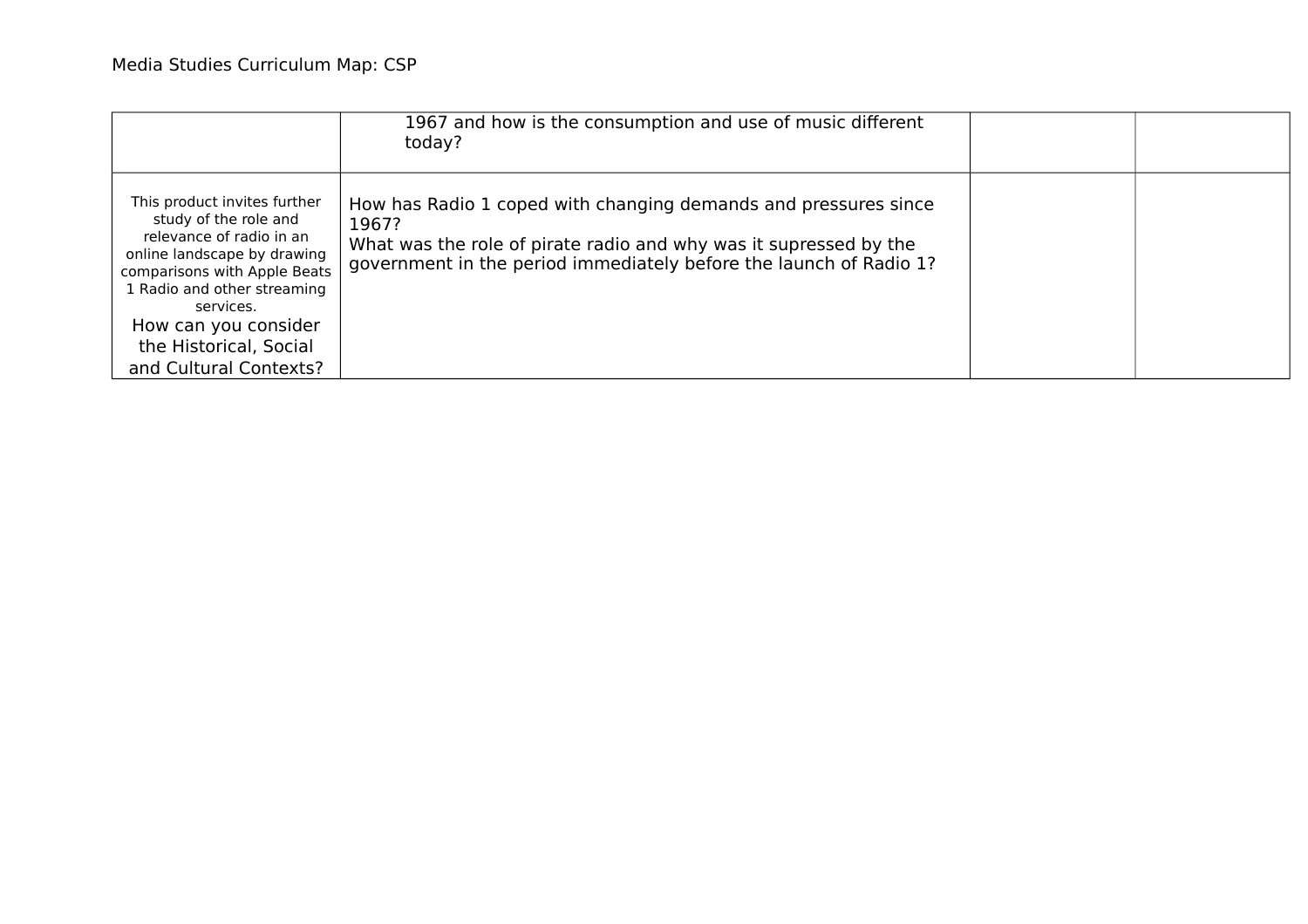Media Studies Curriculum Map: CSP

| | | | |
|---|---|---|---|
| | 1967 and how is the consumption and use of music different today? | | |
| This product invites further study of the role and relevance of radio in an online landscape by drawing comparisons with Apple Beats 1 Radio and other streaming services. How can you consider the Historical, Social and Cultural Contexts? | How has Radio 1 coped with changing demands and pressures since 1967? What was the role of pirate radio and why was it supressed by the government in the period immediately before the launch of Radio 1? | | |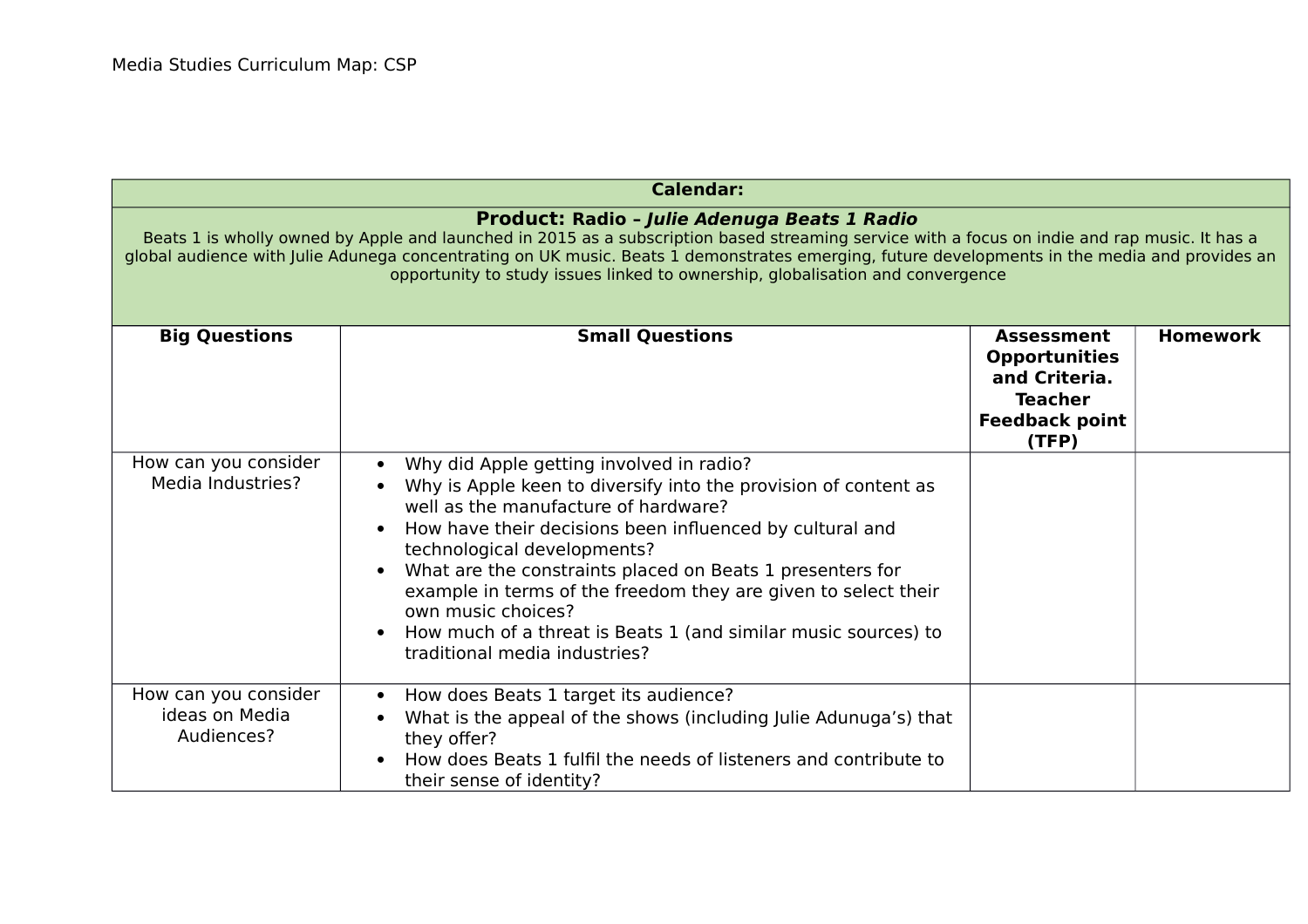Media Studies Curriculum Map: CSP

| Calendar: | | | |
|---|---|---|---|
| **Product: Radio – *Julie Adenuga Beats 1 Radio***<br>Beats 1 is wholly owned by Apple and launched in 2015 as a subscription based streaming service with a focus on indie and rap music. It has a global audience with Julie Adunega concentrating on UK music. Beats 1 demonstrates emerging, future developments in the media and provides an opportunity to study issues linked to ownership, globalisation and convergence | | | |
| **Big Questions** | **Small Questions** | **Assessment Opportunities and Criteria. Teacher Feedback point (TFP)** | **Homework** |
| How can you consider Media Industries? | • Why did Apple getting involved in radio?<br>• Why is Apple keen to diversify into the provision of content as well as the manufacture of hardware?<br>• How have their decisions been influenced by cultural and technological developments?<br>• What are the constraints placed on Beats 1 presenters for example in terms of the freedom they are given to select their own music choices?<br>• How much of a threat is Beats 1 (and similar music sources) to traditional media industries? | | |
| How can you consider ideas on Media Audiences? | • How does Beats 1 target its audience?<br>• What is the appeal of the shows (including Julie Adunuga's) that they offer?<br>• How does Beats 1 fulfil the needs of listeners and contribute to their sense of identity? | | |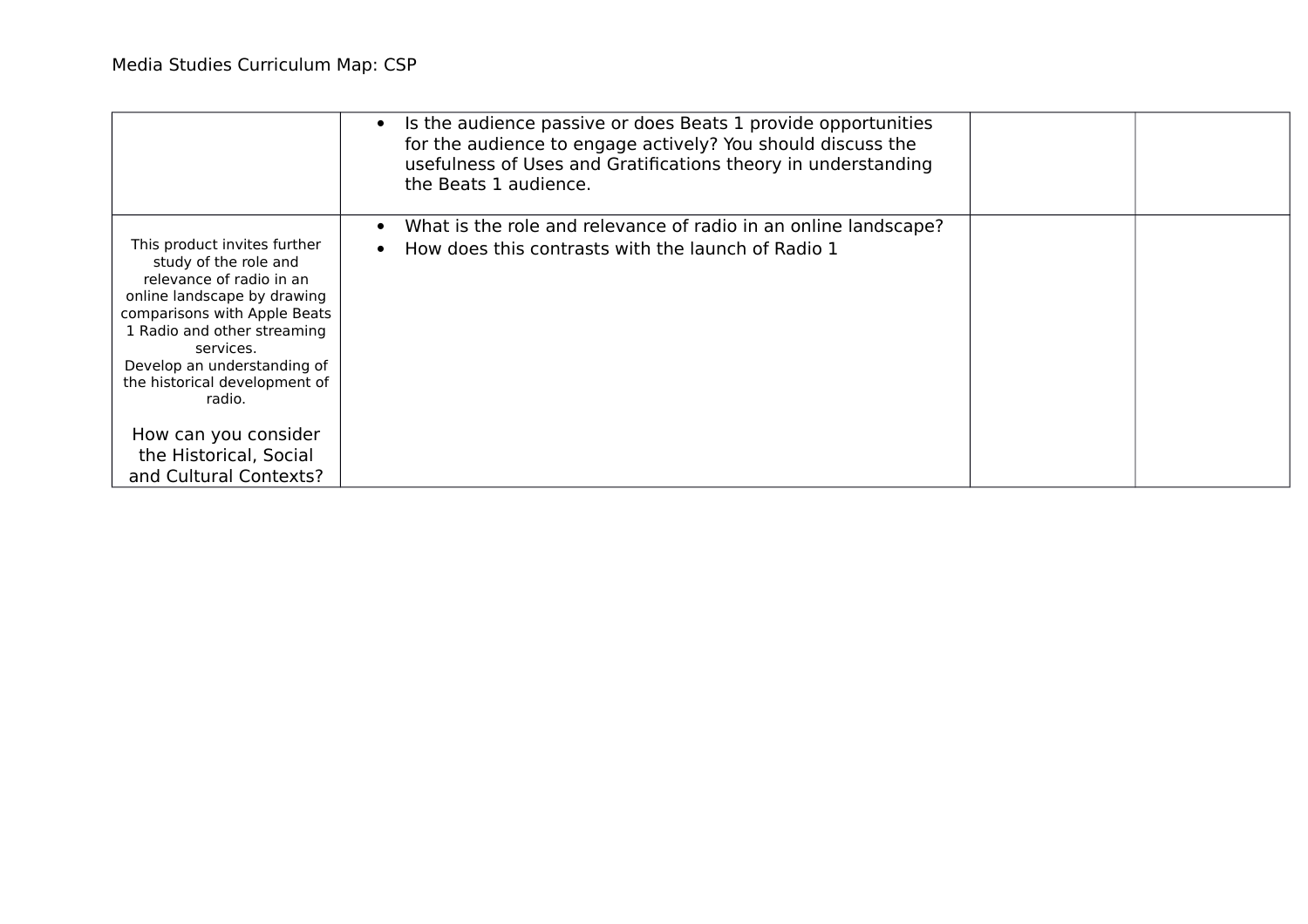Media Studies Curriculum Map: CSP

| | | | |
|---|---|---|---|
| | • Is the audience passive or does Beats 1 provide opportunities for the audience to engage actively? You should discuss the usefulness of Uses and Gratifications theory in understanding the Beats 1 audience. | | |
| This product invites further study of the role and relevance of radio in an online landscape by drawing comparisons with Apple Beats 1 Radio and other streaming services.<br>Develop an understanding of the historical development of radio.<br><br>How can you consider the Historical, Social and Cultural Contexts? | • What is the role and relevance of radio in an online landscape?<br>• How does this contrasts with the launch of Radio 1 | | |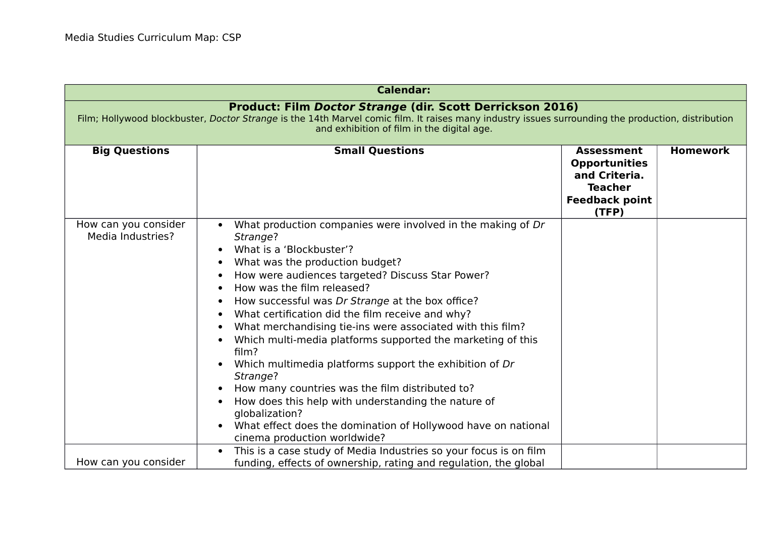Media Studies Curriculum Map: CSP

| | | | |
|---|---|---|---|
| **Calendar:** | | | |
| **Product: Film *Doctor Strange* (dir. Scott Derrickson 2016)**<br>Film; Hollywood blockbuster, *Doctor Strange* is the 14th Marvel comic film. It raises many industry issues surrounding the production, distribution and exhibition of film in the digital age. | | | |
| **Big Questions** | **Small Questions** | **Assessment Opportunities and Criteria. Teacher Feedback point (TFP)** | **Homework** |
| How can you consider Media Industries? | • What production companies were involved in the making of *Dr Strange*?<br>• What is a 'Blockbuster'?<br>• What was the production budget?<br>• How were audiences targeted? Discuss Star Power?<br>• How was the film released?<br>• How successful was *Dr Strange* at the box office?<br>• What certification did the film receive and why?<br>• What merchandising tie-ins were associated with this film?<br>• Which multi-media platforms supported the marketing of this film?<br>• Which multimedia platforms support the exhibition of *Dr Strange*?<br>• How many countries was the film distributed to?<br>• How does this help with understanding the nature of globalization?<br>• What effect does the domination of Hollywood have on national cinema production worldwide? | | |
| How can you consider | • This is a case study of Media Industries so your focus is on film funding, effects of ownership, rating and regulation, the global | | |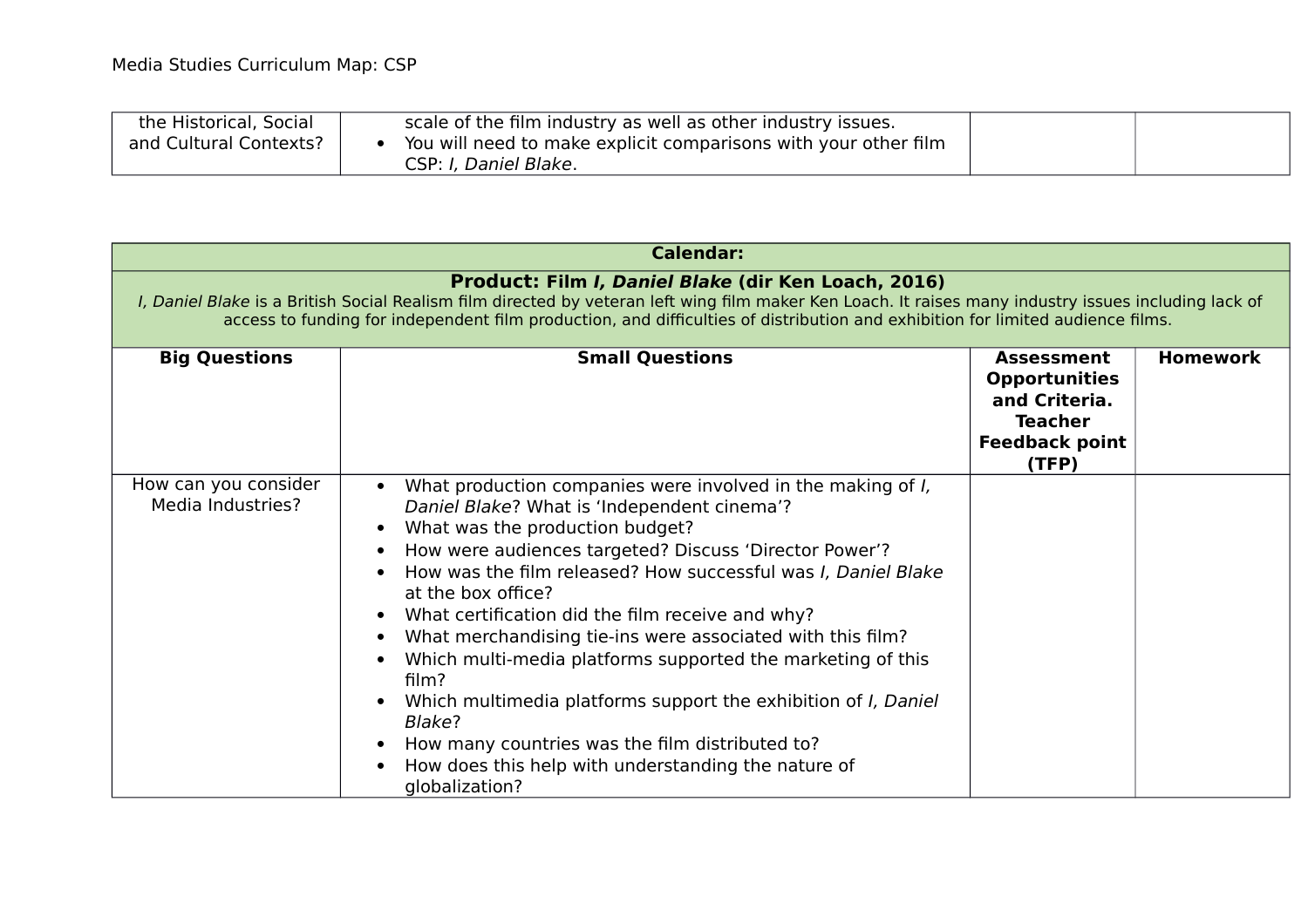| | | | |
|---|---|---|---|
| the Historical, Social and Cultural Contexts? | scale of the film industry as well as other industry issues.<br>• You will need to make explicit comparisons with your other film CSP: *I, Daniel Blake*. | | |

| **Calendar:** | | | |
|---|---|---|---|
| **Product: Film *I, Daniel Blake* (dir Ken Loach, 2016)**<br>*I, Daniel Blake* is a British Social Realism film directed by veteran left wing film maker Ken Loach. It raises many industry issues including lack of access to funding for independent film production, and difficulties of distribution and exhibition for limited audience films. | | | |
| **Big Questions** | **Small Questions** | **Assessment Opportunities and Criteria. Teacher Feedback point (TFP)** | **Homework** |
| How can you consider Media Industries? | • What production companies were involved in the making of *I, Daniel Blake*? What is 'Independent cinema'?<br>• What was the production budget?<br>• How were audiences targeted? Discuss 'Director Power'?<br>• How was the film released? How successful was *I, Daniel Blake* at the box office?<br>• What certification did the film receive and why?<br>• What merchandising tie-ins were associated with this film?<br>• Which multi-media platforms supported the marketing of this film?<br>• Which multimedia platforms support the exhibition of *I, Daniel Blake*?<br>• How many countries was the film distributed to?<br>• How does this help with understanding the nature of globalization? | | |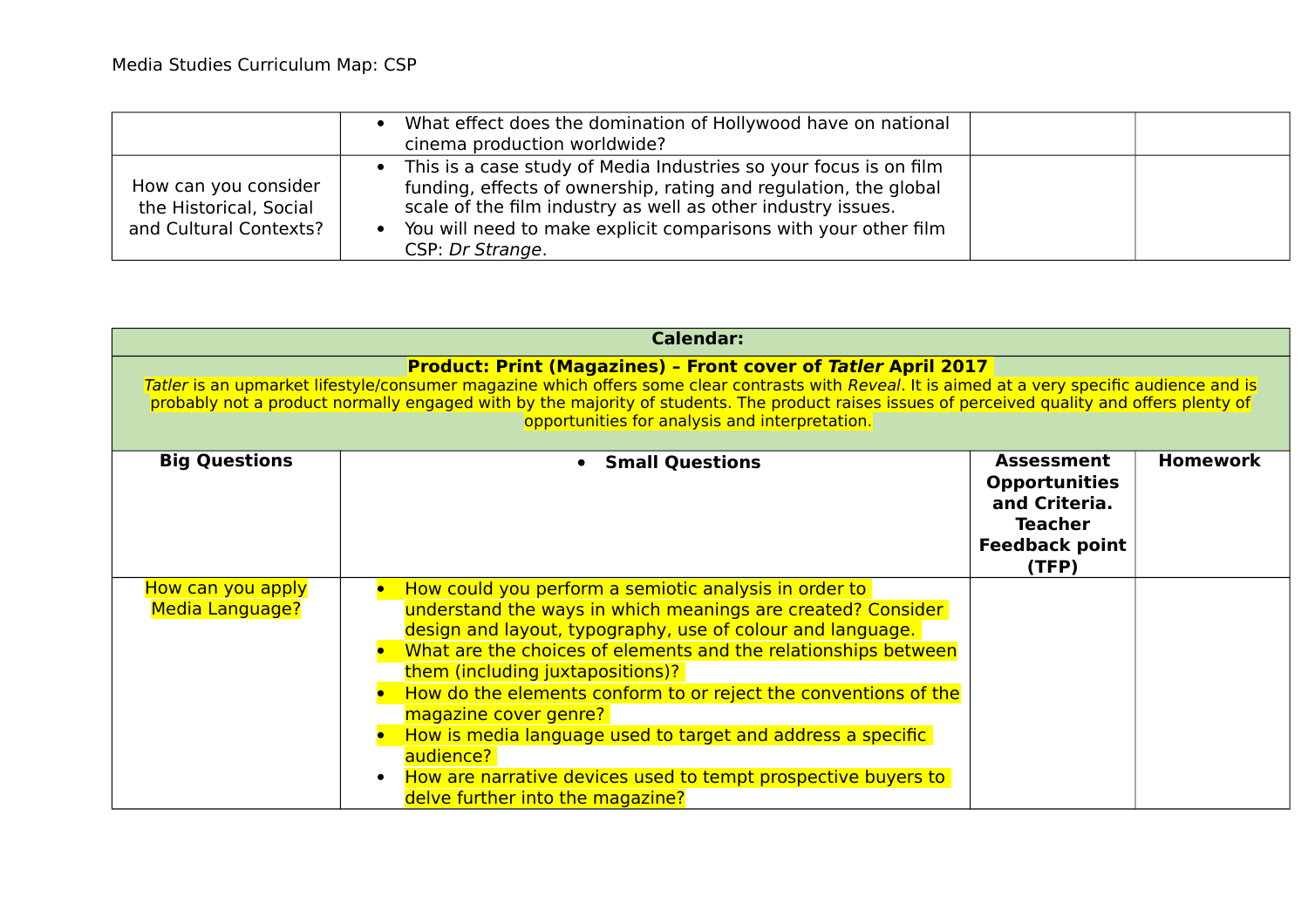Media Studies Curriculum Map: CSP

| | | | |
|---|---|---|---|
| | • What effect does the domination of Hollywood have on national cinema production worldwide? | | |
| How can you consider the Historical, Social and Cultural Contexts? | • This is a case study of Media Industries so your focus is on film funding, effects of ownership, rating and regulation, the global scale of the film industry as well as other industry issues.<br>• You will need to make explicit comparisons with your other film CSP: *Dr Strange*. | | |

**Calendar:**

**Product: Print (Magazines) – Front cover of *Tatler* April 2017**

*Tatler* is an upmarket lifestyle/consumer magazine which offers some clear contrasts with *Reveal*. It is aimed at a very specific audience and is probably not a product normally engaged with by the majority of students. The product raises issues of perceived quality and offers plenty of opportunities for analysis and interpretation.

| **Big Questions** | • **Small Questions** | **Assessment Opportunities and Criteria. Teacher Feedback point (TFP)** | **Homework** |
|---|---|---|---|
| How can you apply Media Language? | • How could you perform a semiotic analysis in order to understand the ways in which meanings are created? Consider design and layout, typography, use of colour and language.<br>• What are the choices of elements and the relationships between them (including juxtapositions)?<br>• How do the elements conform to or reject the conventions of the magazine cover genre?<br>• How is media language used to target and address a specific audience?<br>• How are narrative devices used to tempt prospective buyers to delve further into the magazine? | | |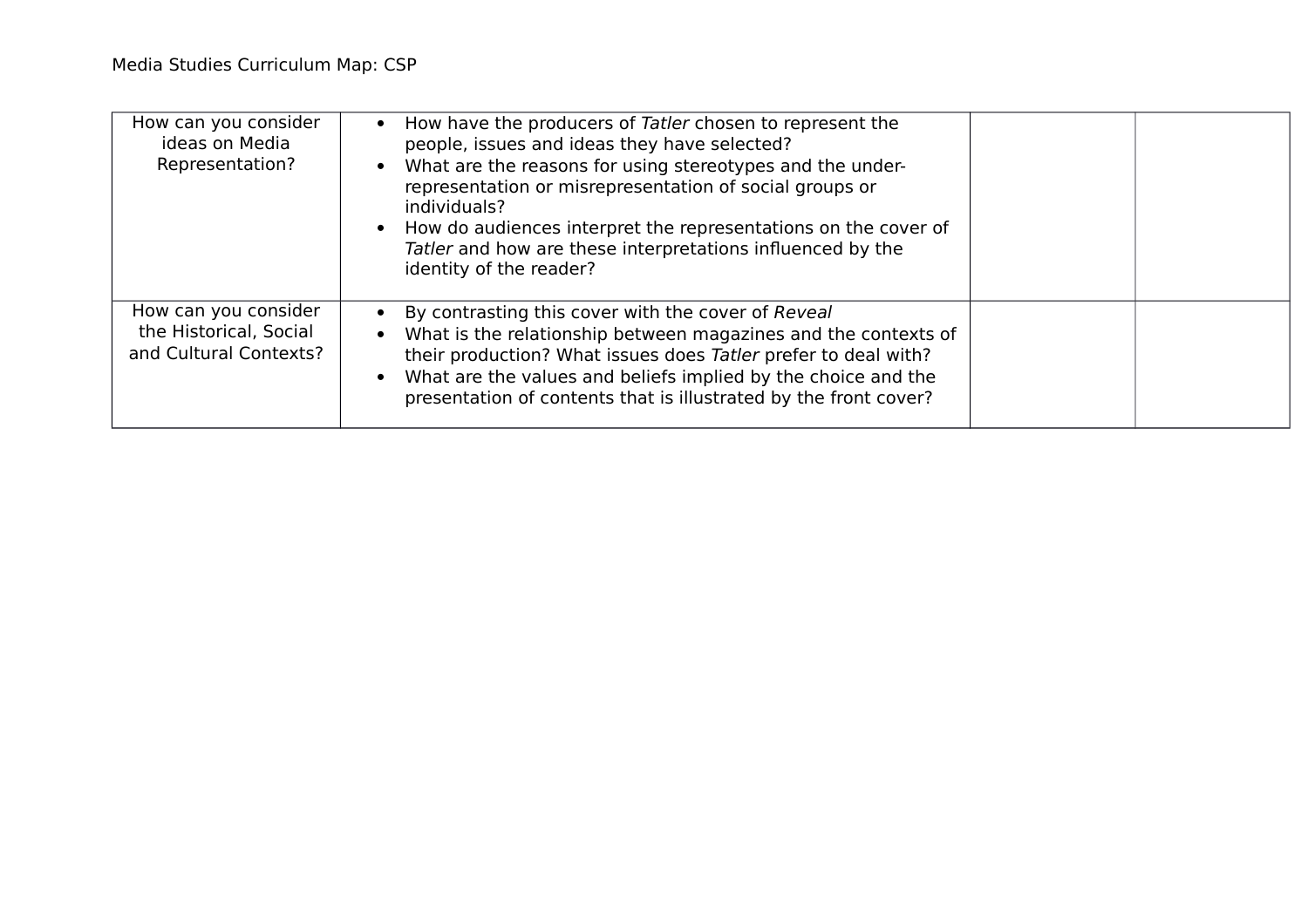Media Studies Curriculum Map: CSP

| | | | |
|---|---|---|---|
| How can you consider ideas on Media Representation? | • How have the producers of *Tatler* chosen to represent the people, issues and ideas they have selected?<br>• What are the reasons for using stereotypes and the under-representation or misrepresentation of social groups or individuals?<br>• How do audiences interpret the representations on the cover of *Tatler* and how are these interpretations influenced by the identity of the reader? | | |
| How can you consider the Historical, Social and Cultural Contexts? | • By contrasting this cover with the cover of *Reveal*<br>• What is the relationship between magazines and the contexts of their production? What issues does *Tatler* prefer to deal with?<br>• What are the values and beliefs implied by the choice and the presentation of contents that is illustrated by the front cover? | | |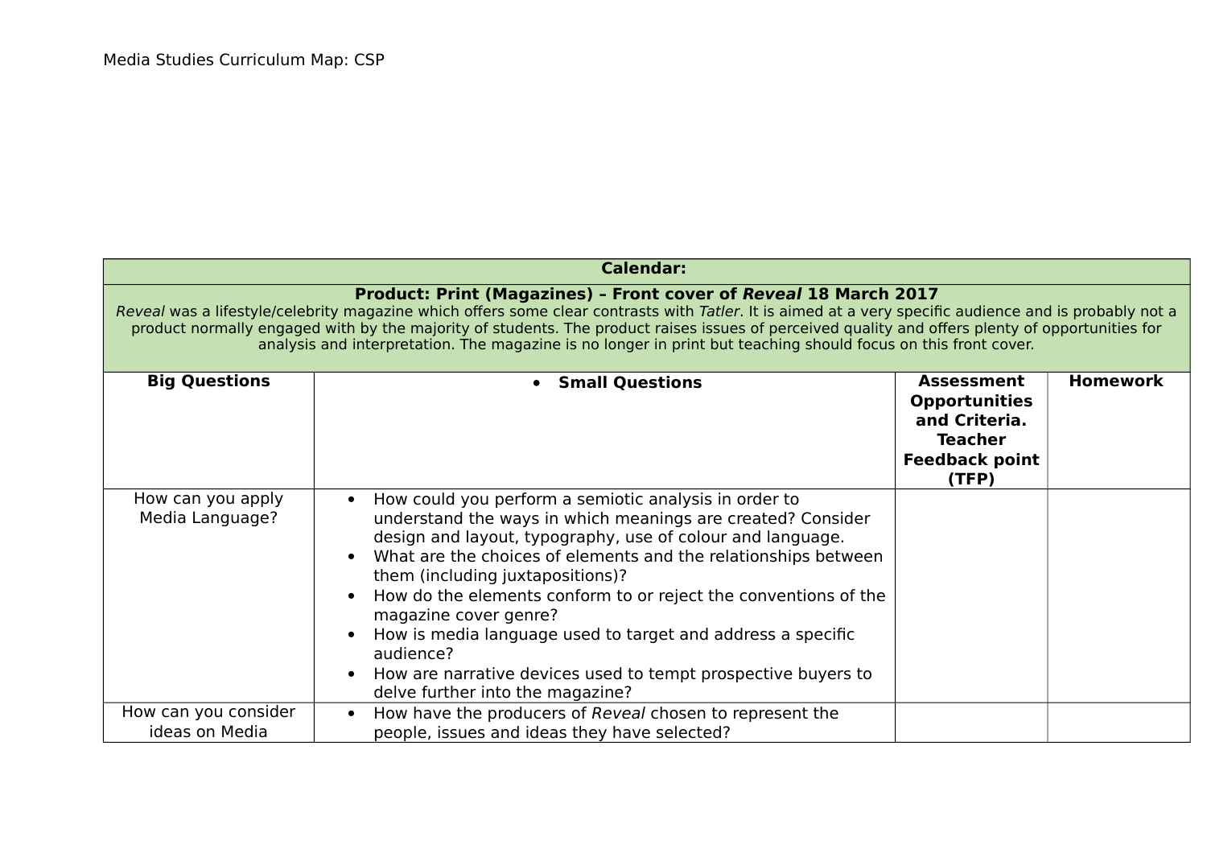Media Studies Curriculum Map: CSP

| **Calendar:** | | | |
|---|---|---|---|
| **Product: Print (Magazines) – Front cover of *Reveal* 18 March 2017** *Reveal* was a lifestyle/celebrity magazine which offers some clear contrasts with *Tatler*. It is aimed at a very specific audience and is probably not a product normally engaged with by the majority of students. The product raises issues of perceived quality and offers plenty of opportunities for analysis and interpretation. The magazine is no longer in print but teaching should focus on this front cover. | | | |
| **Big Questions** | • **Small Questions** | **Assessment Opportunities and Criteria. Teacher Feedback point (TFP)** | **Homework** |
| How can you apply Media Language? | • How could you perform a semiotic analysis in order to understand the ways in which meanings are created? Consider design and layout, typography, use of colour and language.<br>• What are the choices of elements and the relationships between them (including juxtapositions)?<br>• How do the elements conform to or reject the conventions of the magazine cover genre?<br>• How is media language used to target and address a specific audience?<br>• How are narrative devices used to tempt prospective buyers to delve further into the magazine? | | |
| How can you consider ideas on Media | • How have the producers of *Reveal* chosen to represent the people, issues and ideas they have selected? | | |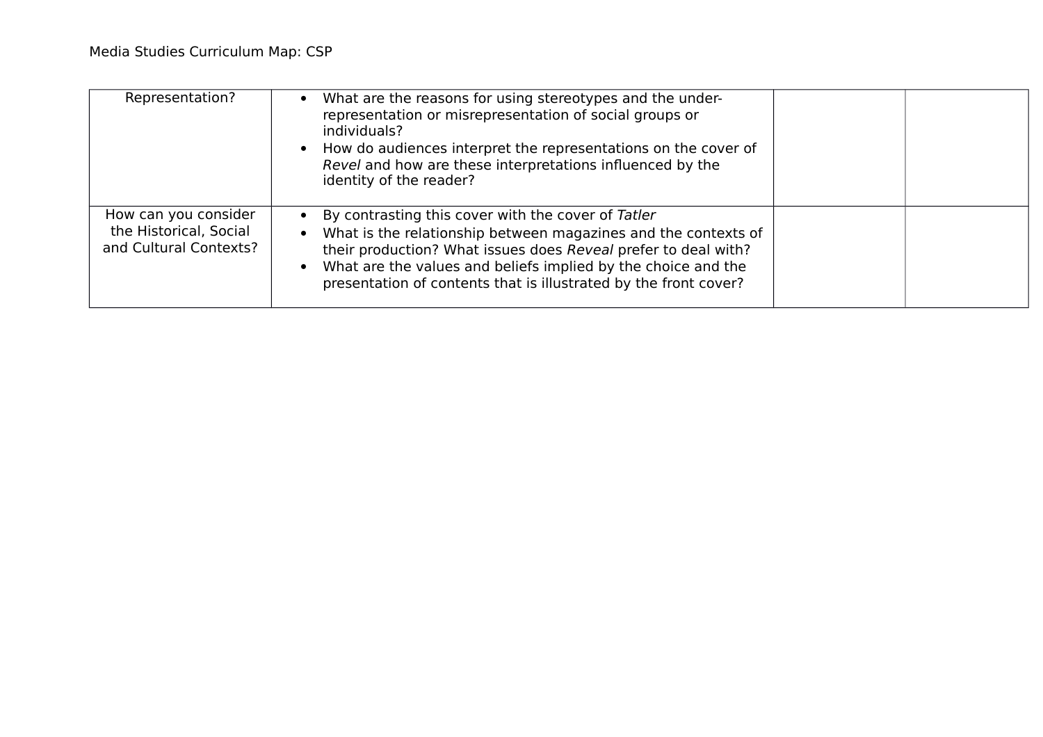Media Studies Curriculum Map: CSP

| | | | |
|---|---|---|---|
| Representation? | • What are the reasons for using stereotypes and the under-representation or misrepresentation of social groups or individuals?<br>• How do audiences interpret the representations on the cover of *Revel* and how are these interpretations influenced by the identity of the reader? | | |
| How can you consider the Historical, Social and Cultural Contexts? | • By contrasting this cover with the cover of *Tatler*<br>• What is the relationship between magazines and the contexts of their production? What issues does *Reveal* prefer to deal with?<br>• What are the values and beliefs implied by the choice and the presentation of contents that is illustrated by the front cover? | | |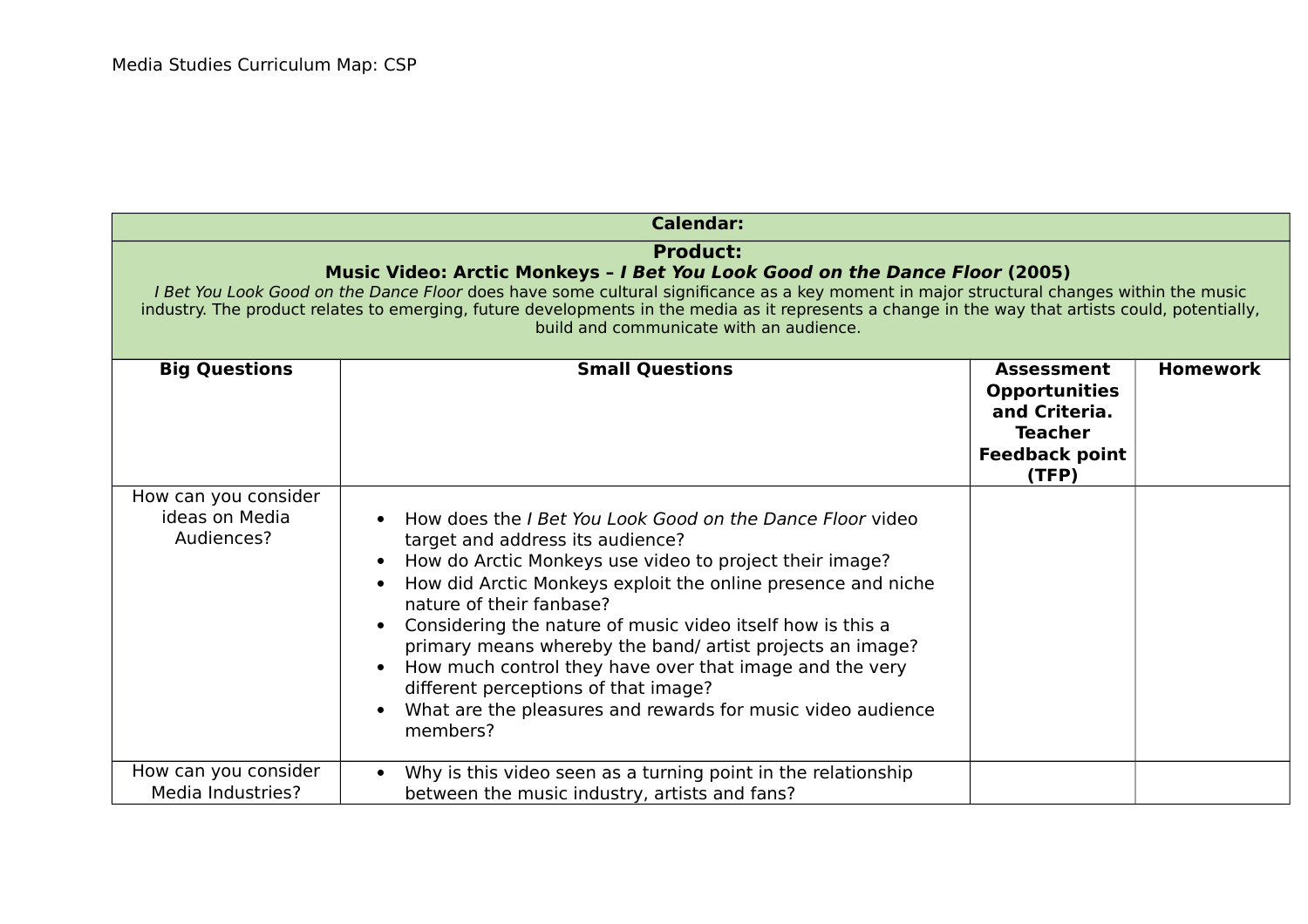Media Studies Curriculum Map: CSP

| Calendar: | | | |
|---|---|---|---|
| **Product:**<br>**Music Video: Arctic Monkeys – *I Bet You Look Good on the Dance Floor* (2005)**<br>*I Bet You Look Good on the Dance Floor* does have some cultural significance as a key moment in major structural changes within the music industry. The product relates to emerging, future developments in the media as it represents a change in the way that artists could, potentially, build and communicate with an audience. | | | |
| **Big Questions** | **Small Questions** | **Assessment Opportunities and Criteria. Teacher Feedback point (TFP)** | **Homework** |
| How can you consider ideas on Media Audiences? | • How does the *I Bet You Look Good on the Dance Floor* video target and address its audience?<br>• How do Arctic Monkeys use video to project their image?<br>• How did Arctic Monkeys exploit the online presence and niche nature of their fanbase?<br>• Considering the nature of music video itself how is this a primary means whereby the band/ artist projects an image?<br>• How much control they have over that image and the very different perceptions of that image?<br>• What are the pleasures and rewards for music video audience members? | | |
| How can you consider Media Industries? | • Why is this video seen as a turning point in the relationship between the music industry, artists and fans? | | |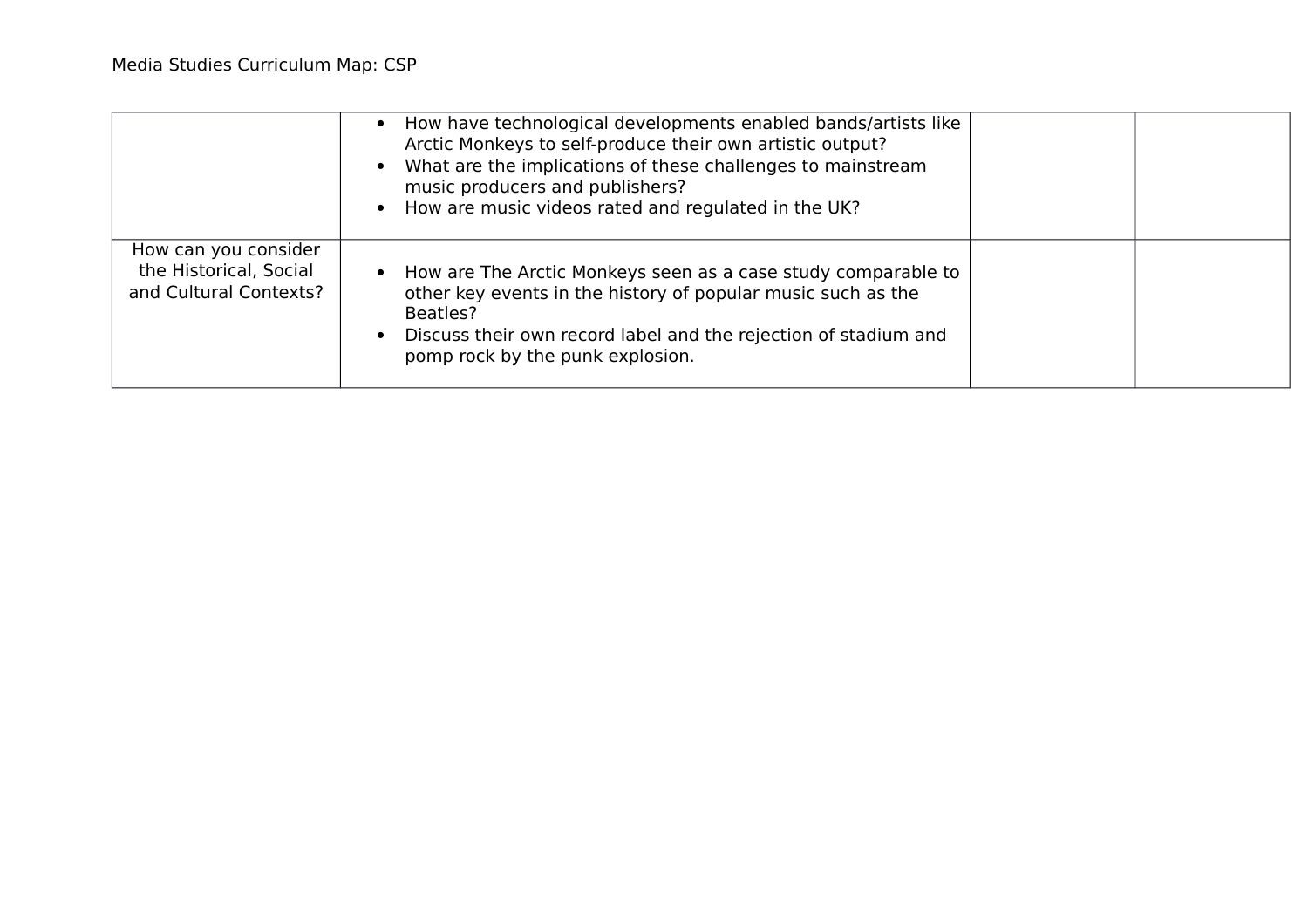Media Studies Curriculum Map: CSP

| | | | |
|---|---|---|---|
| | • How have technological developments enabled bands/artists like Arctic Monkeys to self-produce their own artistic output?<br>• What are the implications of these challenges to mainstream music producers and publishers?<br>• How are music videos rated and regulated in the UK? | | |
| How can you consider the Historical, Social and Cultural Contexts? | • How are The Arctic Monkeys seen as a case study comparable to other key events in the history of popular music such as the Beatles?<br>• Discuss their own record label and the rejection of stadium and pomp rock by the punk explosion. | | |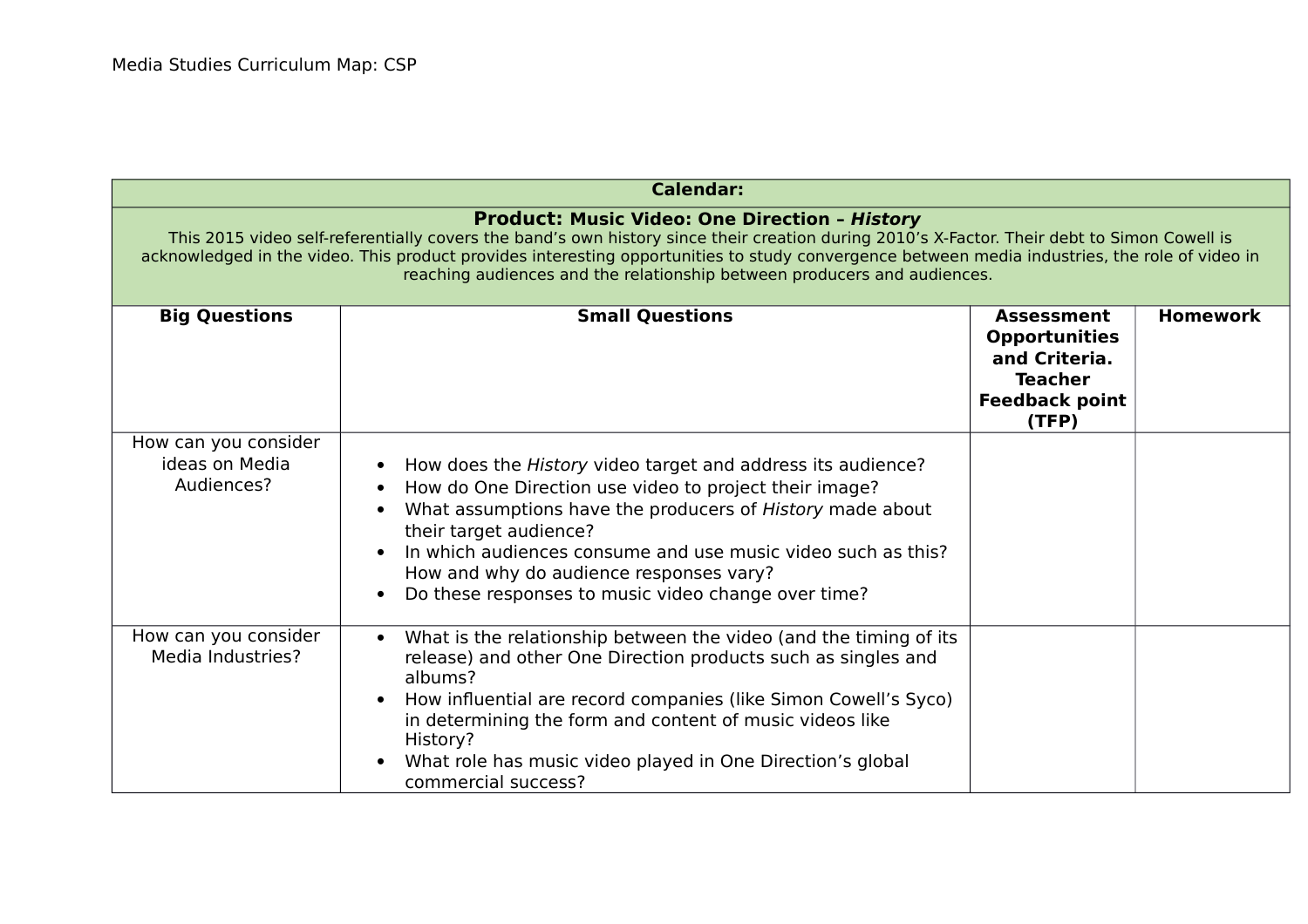Media Studies Curriculum Map: CSP

| Calendar: | | | |
|---|---|---|---|
| **Product: Music Video: One Direction – *History***<br>This 2015 video self-referentially covers the band's own history since their creation during 2010's X-Factor. Their debt to Simon Cowell is acknowledged in the video. This product provides interesting opportunities to study convergence between media industries, the role of video in reaching audiences and the relationship between producers and audiences. | | | |
| **Big Questions** | **Small Questions** | **Assessment Opportunities and Criteria. Teacher Feedback point (TFP)** | **Homework** |
| How can you consider ideas on Media Audiences? | • How does the *History* video target and address its audience?<br>• How do One Direction use video to project their image?<br>• What assumptions have the producers of *History* made about their target audience?<br>• In which audiences consume and use music video such as this? How and why do audience responses vary?<br>• Do these responses to music video change over time? | | |
| How can you consider Media Industries? | • What is the relationship between the video (and the timing of its release) and other One Direction products such as singles and albums?<br>• How influential are record companies (like Simon Cowell's Syco) in determining the form and content of music videos like History?<br>• What role has music video played in One Direction's global commercial success? | | |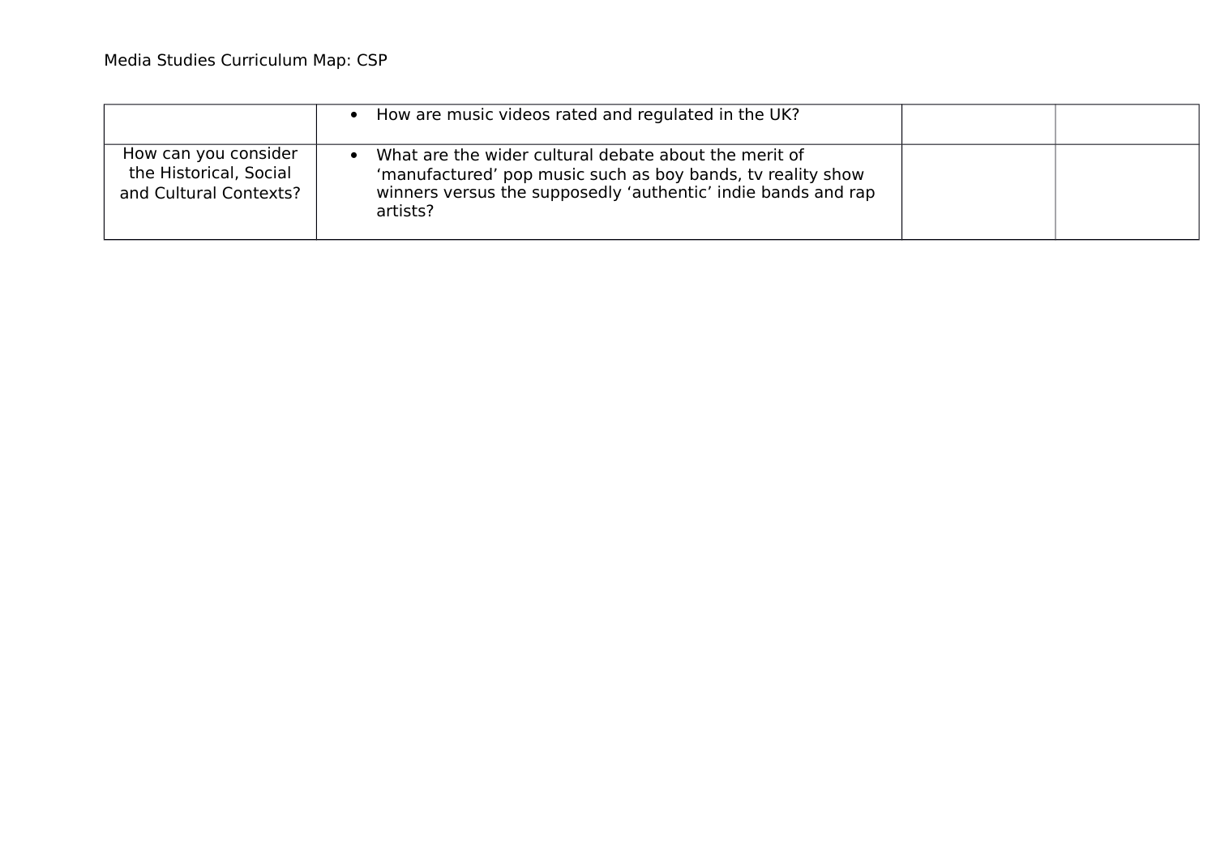Media Studies Curriculum Map: CSP

| | | | |
|---|---|---|---|
| | • How are music videos rated and regulated in the UK? | | |
| How can you consider the Historical, Social and Cultural Contexts? | • What are the wider cultural debate about the merit of ‘manufactured’ pop music such as boy bands, tv reality show winners versus the supposedly ‘authentic’ indie bands and rap artists? | | |